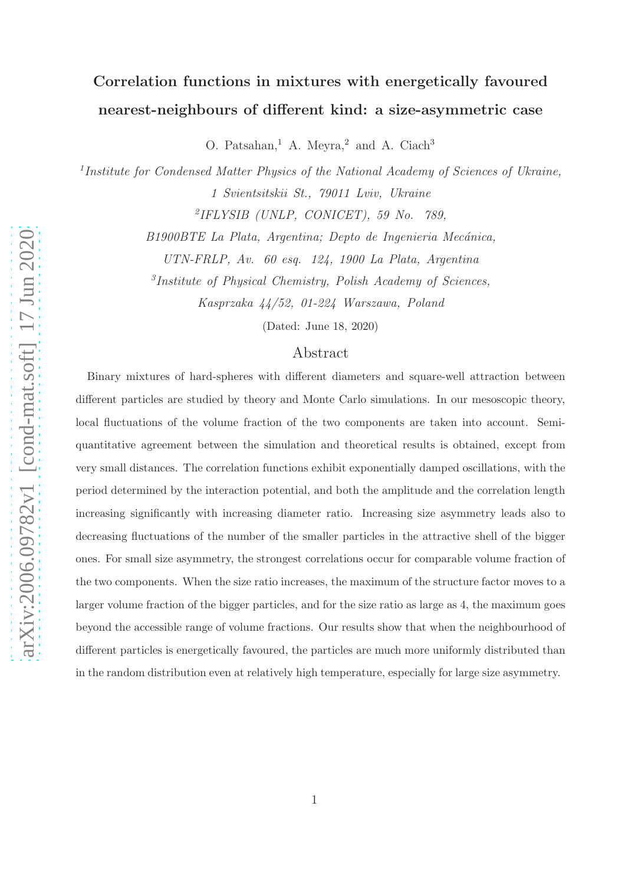# Correlation functions in mixtures with energetically favoured nearest-neighbours of different kind: a size-asymmetric case

O. Patsahan,[1] A. Meyra,[2] and A. Ciach[3]

[1] *Institute for Condensed Matter Physics of the National Academy of Sciences of Ukraine, 1 Svientsitskii St., 79011 Lviv, Ukraine*

[2] *IFLYSIB (UNLP, CONICET), 59 No. 789, B1900BTE La Plata, Argentina; Depto de Ingenieria Mecánica, UTN-FRLP, Av. 60 esq. 124, 1900 La Plata, Argentina*

[3] *Institute of Physical Chemistry, Polish Academy of Sciences, Kasprzaka 44/52, 01-224 Warszawa, Poland*

(Dated: June 18, 2020)

## Abstract

Binary mixtures of hard-spheres with different diameters and square-well attraction between different particles are studied by theory and Monte Carlo simulations. In our mesoscopic theory, local fluctuations of the volume fraction of the two components are taken into account. Semi-quantitative agreement between the simulation and theoretical results is obtained, except from very small distances. The correlation functions exhibit exponentially damped oscillations, with the period determined by the interaction potential, and both the amplitude and the correlation length increasing significantly with increasing diameter ratio. Increasing size asymmetry leads also to decreasing fluctuations of the number of the smaller particles in the attractive shell of the bigger ones. For small size asymmetry, the strongest correlations occur for comparable volume fraction of the two components. When the size ratio increases, the maximum of the structure factor moves to a larger volume fraction of the bigger particles, and for the size ratio as large as 4, the maximum goes beyond the accessible range of volume fractions. Our results show that when the neighbourhood of different particles is energetically favoured, the particles are much more uniformly distributed than in the random distribution even at relatively high temperature, especially for large size asymmetry.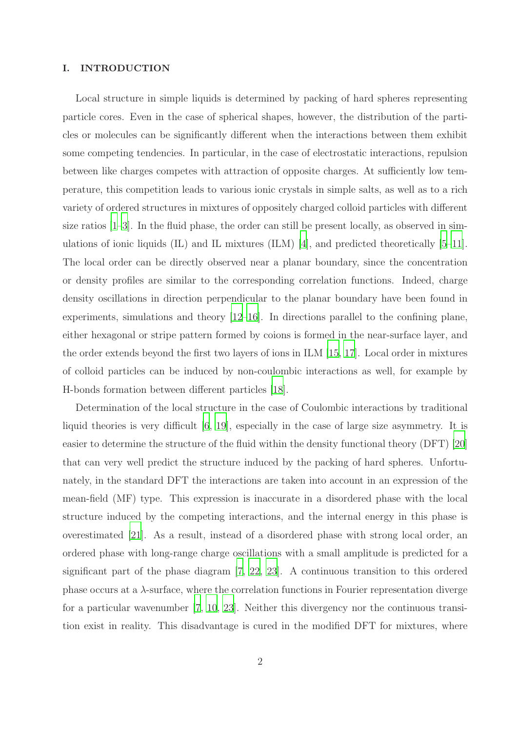## I. INTRODUCTION

Local structure in simple liquids is determined by packing of hard spheres representing particle cores. Even in the case of spherical shapes, however, the distribution of the particles or molecules can be significantly different when the interactions between them exhibit some competing tendencies. In particular, in the case of electrostatic interactions, repulsion between like charges competes with attraction of opposite charges. At sufficiently low temperature, this competition leads to various ionic crystals in simple salts, as well as to a rich variety of ordered structures in mixtures of oppositely charged colloid particles with different size ratios [1–3]. In the fluid phase, the order can still be present locally, as observed in simulations of ionic liquids (IL) and IL mixtures (ILM) [4], and predicted theoretically [5–11]. The local order can be directly observed near a planar boundary, since the concentration or density profiles are similar to the corresponding correlation functions. Indeed, charge density oscillations in direction perpendicular to the planar boundary have been found in experiments, simulations and theory [12–16]. In directions parallel to the confining plane, either hexagonal or stripe pattern formed by coions is formed in the near-surface layer, and the order extends beyond the first two layers of ions in ILM [15, 17]. Local order in mixtures of colloid particles can be induced by non-coulombic interactions as well, for example by H-bonds formation between different particles [18].

Determination of the local structure in the case of Coulombic interactions by traditional liquid theories is very difficult [6, 19], especially in the case of large size asymmetry. It is easier to determine the structure of the fluid within the density functional theory (DFT) [20] that can very well predict the structure induced by the packing of hard spheres. Unfortunately, in the standard DFT the interactions are taken into account in an expression of the mean-field (MF) type. This expression is inaccurate in a disordered phase with the local structure induced by the competing interactions, and the internal energy in this phase is overestimated [21]. As a result, instead of a disordered phase with strong local order, an ordered phase with long-range charge oscillations with a small amplitude is predicted for a significant part of the phase diagram [7, 22, 23]. A continuous transition to this ordered phase occurs at a $\lambda$-surface, where the correlation functions in Fourier representation diverge for a particular wavenumber [7, 10, 23]. Neither this divergency nor the continuous transition exist in reality. This disadvantage is cured in the modified DFT for mixtures, where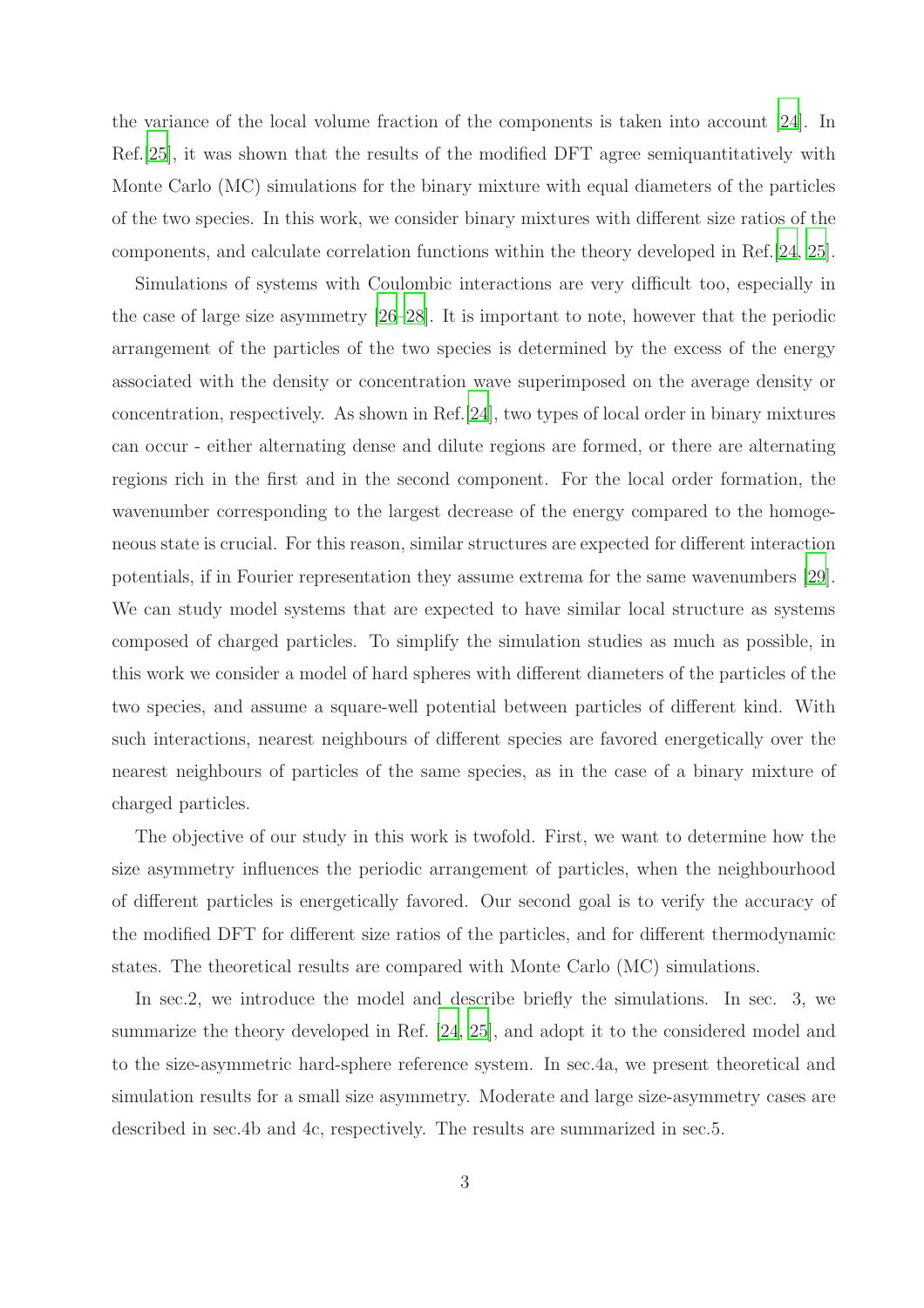the variance of the local volume fraction of the components is taken into account [24]. In Ref.[25], it was shown that the results of the modified DFT agree semiquantitatively with Monte Carlo (MC) simulations for the binary mixture with equal diameters of the particles of the two species. In this work, we consider binary mixtures with different size ratios of the components, and calculate correlation functions within the theory developed in Ref.[24, 25].

Simulations of systems with Coulombic interactions are very difficult too, especially in the case of large size asymmetry [26–28]. It is important to note, however that the periodic arrangement of the particles of the two species is determined by the excess of the energy associated with the density or concentration wave superimposed on the average density or concentration, respectively. As shown in Ref.[24], two types of local order in binary mixtures can occur - either alternating dense and dilute regions are formed, or there are alternating regions rich in the first and in the second component. For the local order formation, the wavenumber corresponding to the largest decrease of the energy compared to the homogeneous state is crucial. For this reason, similar structures are expected for different interaction potentials, if in Fourier representation they assume extrema for the same wavenumbers [29]. We can study model systems that are expected to have similar local structure as systems composed of charged particles. To simplify the simulation studies as much as possible, in this work we consider a model of hard spheres with different diameters of the particles of the two species, and assume a square-well potential between particles of different kind. With such interactions, nearest neighbours of different species are favored energetically over the nearest neighbours of particles of the same species, as in the case of a binary mixture of charged particles.

The objective of our study in this work is twofold. First, we want to determine how the size asymmetry influences the periodic arrangement of particles, when the neighbourhood of different particles is energetically favored. Our second goal is to verify the accuracy of the modified DFT for different size ratios of the particles, and for different thermodynamic states. The theoretical results are compared with Monte Carlo (MC) simulations.

In sec.2, we introduce the model and describe briefly the simulations. In sec. 3, we summarize the theory developed in Ref. [24, 25], and adopt it to the considered model and to the size-asymmetric hard-sphere reference system. In sec.4a, we present theoretical and simulation results for a small size asymmetry. Moderate and large size-asymmetry cases are described in sec.4b and 4c, respectively. The results are summarized in sec.5.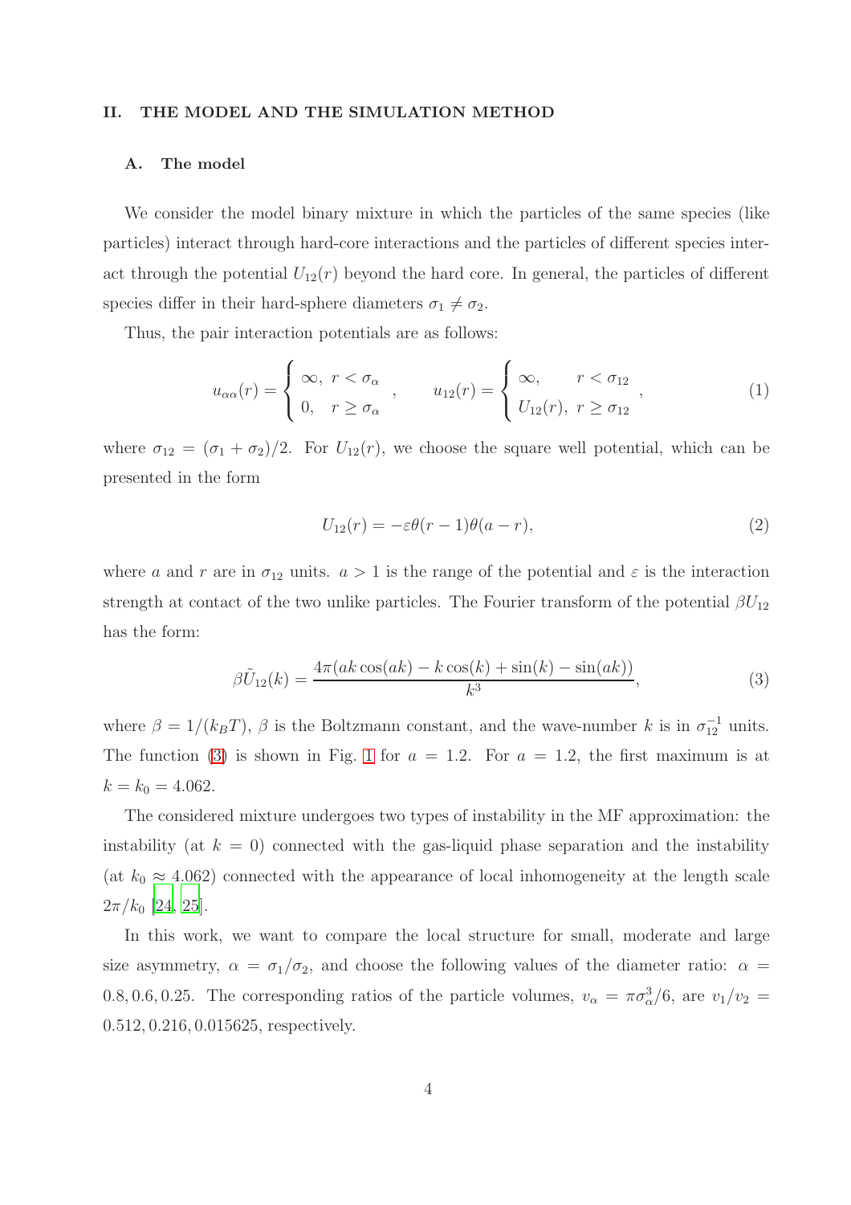## II. THE MODEL AND THE SIMULATION METHOD

### A. The model

We consider the model binary mixture in which the particles of the same species (like particles) interact through hard-core interactions and the particles of different species interact through the potential $U_{12}(r)$ beyond the hard core. In general, the particles of different species differ in their hard-sphere diameters $\sigma_1 \neq \sigma_2$.

Thus, the pair interaction potentials are as follows:

$$u_{\alpha\alpha}(r) = \begin{cases} \infty, & r < \sigma_\alpha \\ 0, & r \geq \sigma_\alpha \end{cases}, \qquad u_{12}(r) = \begin{cases} \infty, & r < \sigma_{12} \\ U_{12}(r), & r \geq \sigma_{12} \end{cases}, \tag{1}$$

where $\sigma_{12} = (\sigma_1 + \sigma_2)/2$. For $U_{12}(r)$, we choose the square well potential, which can be presented in the form

$$U_{12}(r) = -\varepsilon\theta(r-1)\theta(a-r), \tag{2}$$

where $a$ and $r$ are in $\sigma_{12}$ units. $a > 1$ is the range of the potential and $\varepsilon$ is the interaction strength at contact of the two unlike particles. The Fourier transform of the potential $\beta U_{12}$ has the form:

$$\beta\tilde{U}_{12}(k) = \frac{4\pi(ak\cos(ak) - k\cos(k) + \sin(k) - \sin(ak))}{k^3}, \tag{3}$$

where $\beta = 1/(k_BT)$, $\beta$ is the Boltzmann constant, and the wave-number $k$ is in $\sigma_{12}^{-1}$ units. The function (3) is shown in Fig. 1 for $a = 1.2$. For $a = 1.2$, the first maximum is at $k = k_0 = 4.062$.

The considered mixture undergoes two types of instability in the MF approximation: the instability (at $k = 0$) connected with the gas-liquid phase separation and the instability (at $k_0 \approx 4.062$) connected with the appearance of local inhomogeneity at the length scale $2\pi/k_0$ [24, 25].

In this work, we want to compare the local structure for small, moderate and large size asymmetry, $\alpha = \sigma_1/\sigma_2$, and choose the following values of the diameter ratio: $\alpha = 0.8, 0.6, 0.25$. The corresponding ratios of the particle volumes, $v_\alpha = \pi\sigma_\alpha^3/6$, are $v_1/v_2 = 0.512, 0.216, 0.015625$, respectively.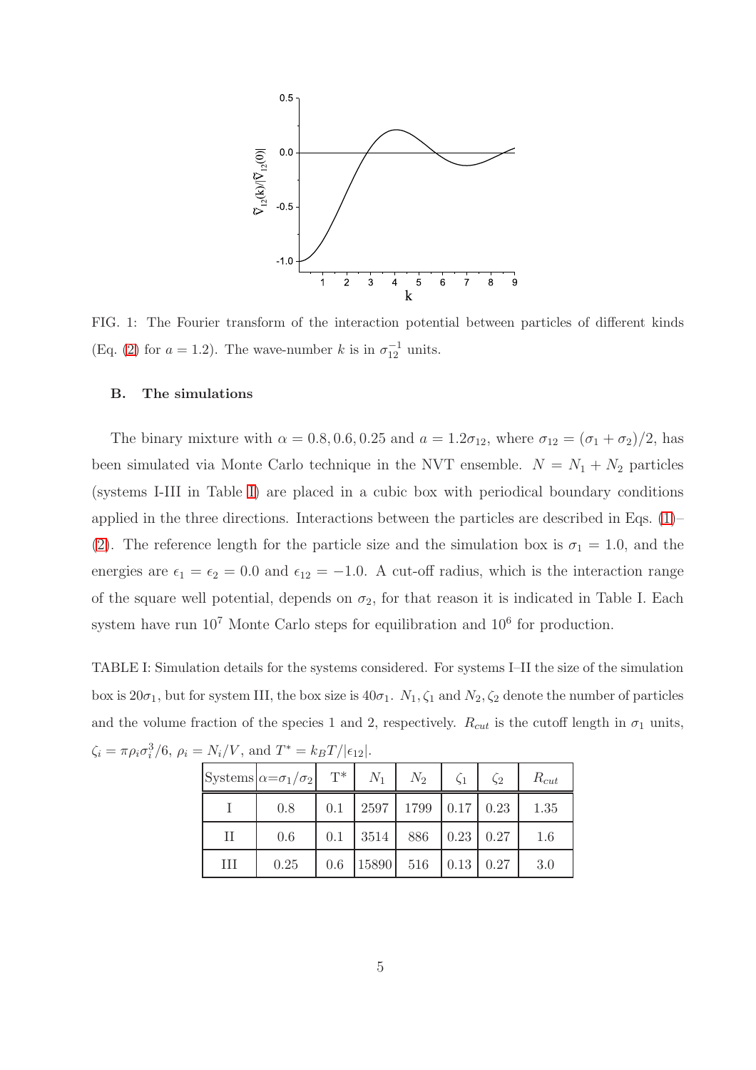0.5

0.0

-0.5

-1.0

$\tilde{V}_{12}(k)/|\tilde{V}_{12}(0)|$

1 2 3 4 5 6 7 8 9

k

FIG. 1: The Fourier transform of the interaction potential between particles of different kinds (Eq. (2) for $a = 1.2$). The wave-number $k$ is in $\sigma_{12}^{-1}$ units.

### B. The simulations

The binary mixture with $\alpha = 0.8, 0.6, 0.25$ and $a = 1.2\sigma_{12}$, where $\sigma_{12} = (\sigma_1 + \sigma_2)/2$, has been simulated via Monte Carlo technique in the NVT ensemble. $N = N_1 + N_2$ particles (systems I-III in Table I) are placed in a cubic box with periodical boundary conditions applied in the three directions. Interactions between the particles are described in Eqs. (1)–(2). The reference length for the particle size and the simulation box is $\sigma_1 = 1.0$, and the energies are $\epsilon_1 = \epsilon_2 = 0.0$ and $\epsilon_{12} = -1.0$. A cut-off radius, which is the interaction range of the square well potential, depends on $\sigma_2$, for that reason it is indicated in Table I. Each system have run $10^7$ Monte Carlo steps for equilibration and $10^6$ for production.

TABLE I: Simulation details for the systems considered. For systems I–II the size of the simulation box is $20\sigma_1$, but for system III, the box size is $40\sigma_1$. $N_1, \zeta_1$ and $N_2, \zeta_2$ denote the number of particles and the volume fraction of the species 1 and 2, respectively. $R_{cut}$ is the cutoff length in $\sigma_1$ units, $\zeta_i = \pi\rho_i\sigma_i^3/6$, $\rho_i = N_i/V$, and $T^* = k_BT/|\epsilon_{12}|$.

| Systems | $\alpha=\sigma_1/\sigma_2$ | $T^*$ | $N_1$ | $N_2$ | $\zeta_1$ | $\zeta_2$ | $R_{cut}$ |
|---|---|---|---|---|---|---|---|
| I | 0.8 | 0.1 | 2597 | 1799 | 0.17 | 0.23 | 1.35 |
| II | 0.6 | 0.1 | 3514 | 886 | 0.23 | 0.27 | 1.6 |
| III | 0.25 | 0.6 | 15890 | 516 | 0.13 | 0.27 | 3.0 |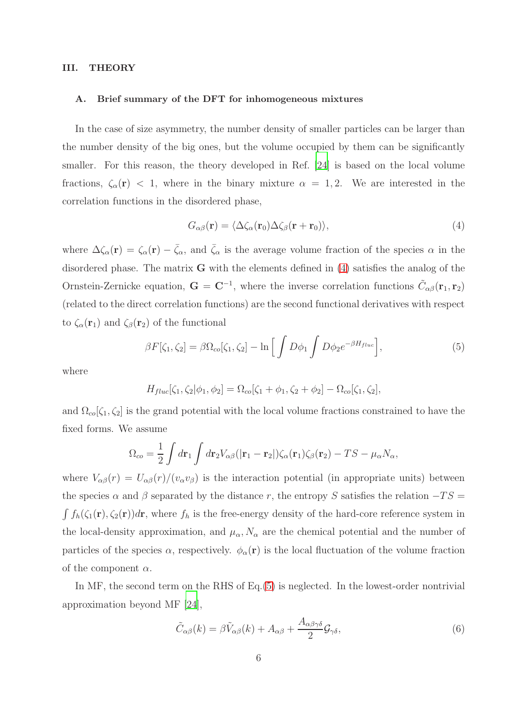## III. THEORY

### A. Brief summary of the DFT for inhomogeneous mixtures

In the case of size asymmetry, the number density of smaller particles can be larger than the number density of the big ones, but the volume occupied by them can be significantly smaller. For this reason, the theory developed in Ref. [24] is based on the local volume fractions, $\zeta_\alpha(\mathbf{r}) < 1$, where in the binary mixture $\alpha = 1, 2$. We are interested in the correlation functions in the disordered phase,

$$G_{\alpha\beta}(\mathbf{r}) = \langle \Delta\zeta_\alpha(\mathbf{r}_0)\Delta\zeta_\beta(\mathbf{r}+\mathbf{r}_0)\rangle, \tag{4}$$

where $\Delta\zeta_\alpha(\mathbf{r}) = \zeta_\alpha(\mathbf{r}) - \bar{\zeta}_\alpha$, and $\bar{\zeta}_\alpha$ is the average volume fraction of the species $\alpha$ in the disordered phase. The matrix $\mathbf{G}$ with the elements defined in (4) satisfies the analog of the Ornstein-Zernicke equation, $\mathbf{G} = \mathbf{C}^{-1}$, where the inverse correlation functions $\tilde{C}_{\alpha\beta}(\mathbf{r}_1, \mathbf{r}_2)$ (related to the direct correlation functions) are the second functional derivatives with respect to $\zeta_\alpha(\mathbf{r}_1)$ and $\zeta_\beta(\mathbf{r}_2)$ of the functional

$$\beta F[\zeta_1, \zeta_2] = \beta\Omega_{co}[\zeta_1, \zeta_2] - \ln\Big[\int D\phi_1 \int D\phi_2 e^{-\beta H_{fluc}}\Big], \tag{5}$$

where

$$H_{fluc}[\zeta_1, \zeta_2|\phi_1, \phi_2] = \Omega_{co}[\zeta_1 + \phi_1, \zeta_2 + \phi_2] - \Omega_{co}[\zeta_1, \zeta_2],$$

and $\Omega_{co}[\zeta_1, \zeta_2]$ is the grand potential with the local volume fractions constrained to have the fixed forms. We assume

$$\Omega_{co} = \frac{1}{2}\int d\mathbf{r}_1 \int d\mathbf{r}_2 V_{\alpha\beta}(|\mathbf{r}_1 - \mathbf{r}_2|)\zeta_\alpha(\mathbf{r}_1)\zeta_\beta(\mathbf{r}_2) - TS - \mu_\alpha N_\alpha,$$

where $V_{\alpha\beta}(r) = U_{\alpha\beta}(r)/(v_\alpha v_\beta)$ is the interaction potential (in appropriate units) between the species $\alpha$ and $\beta$ separated by the distance $r$, the entropy $S$ satisfies the relation $-TS = \int f_h(\zeta_1(\mathbf{r}), \zeta_2(\mathbf{r}))d\mathbf{r}$, where $f_h$ is the free-energy density of the hard-core reference system in the local-density approximation, and $\mu_\alpha, N_\alpha$ are the chemical potential and the number of particles of the species $\alpha$, respectively. $\phi_\alpha(\mathbf{r})$ is the local fluctuation of the volume fraction of the component $\alpha$.

In MF, the second term on the RHS of Eq.(5) is neglected. In the lowest-order nontrivial approximation beyond MF [24],

$$\tilde{C}_{\alpha\beta}(k) = \beta\tilde{V}_{\alpha\beta}(k) + A_{\alpha\beta} + \frac{A_{\alpha\beta\gamma\delta}}{2}\mathcal{G}_{\gamma\delta}, \tag{6}$$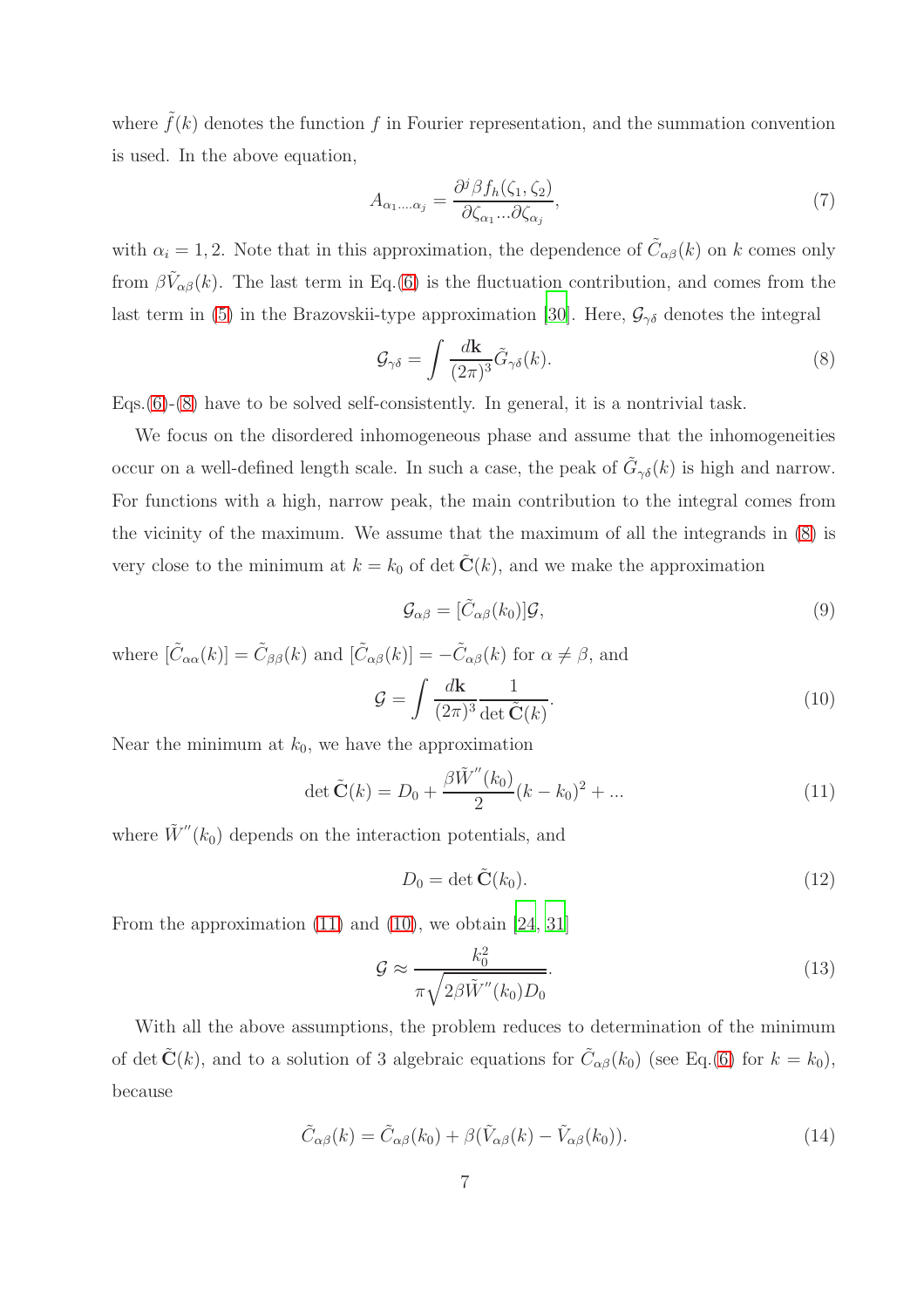where $\tilde{f}(k)$ denotes the function $f$ in Fourier representation, and the summation convention is used. In the above equation,

$$A_{\alpha_1 \dots \alpha_j} = \frac{\partial^j \beta f_h(\zeta_1, \zeta_2)}{\partial \zeta_{\alpha_1} \dots \partial \zeta_{\alpha_j}}, \tag{7}$$

with $\alpha_i = 1, 2$. Note that in this approximation, the dependence of $\tilde{C}_{\alpha\beta}(k)$ on $k$ comes only from $\beta \tilde{V}_{\alpha\beta}(k)$. The last term in Eq.(6) is the fluctuation contribution, and comes from the last term in (5) in the Brazovskii-type approximation [30]. Here, $\mathcal{G}_{\gamma\delta}$ denotes the integral

$$\mathcal{G}_{\gamma\delta} = \int \frac{d\mathbf{k}}{(2\pi)^3} \tilde{G}_{\gamma\delta}(k). \tag{8}$$

Eqs.(6)-(8) have to be solved self-consistently. In general, it is a nontrivial task.

We focus on the disordered inhomogeneous phase and assume that the inhomogeneities occur on a well-defined length scale. In such a case, the peak of $\tilde{G}_{\gamma\delta}(k)$ is high and narrow. For functions with a high, narrow peak, the main contribution to the integral comes from the vicinity of the maximum. We assume that the maximum of all the integrands in (8) is very close to the minimum at $k = k_0$ of $\det \tilde{\mathbf{C}}(k)$, and we make the approximation

$$\mathcal{G}_{\alpha\beta} = [\tilde{C}_{\alpha\beta}(k_0)] \mathcal{G}, \tag{9}$$

where $[\tilde{C}_{\alpha\alpha}(k)] = \tilde{C}_{\beta\beta}(k)$ and $[\tilde{C}_{\alpha\beta}(k)] = -\tilde{C}_{\alpha\beta}(k)$ for $\alpha \neq \beta$, and

$$\mathcal{G} = \int \frac{d\mathbf{k}}{(2\pi)^3} \frac{1}{\det \tilde{\mathbf{C}}(k)}. \tag{10}$$

Near the minimum at $k_0$, we have the approximation

$$\det \tilde{\mathbf{C}}(k) = D_0 + \frac{\beta \tilde{W}''(k_0)}{2}(k - k_0)^2 + ... \tag{11}$$

where $\tilde{W}''(k_0)$ depends on the interaction potentials, and

$$D_0 = \det \tilde{\mathbf{C}}(k_0). \tag{12}$$

From the approximation (11) and (10), we obtain [24, 31]

$$\mathcal{G} \approx \frac{k_0^2}{\pi \sqrt{2\beta \tilde{W}''(k_0) D_0}}. \tag{13}$$

With all the above assumptions, the problem reduces to determination of the minimum of $\det \tilde{\mathbf{C}}(k)$, and to a solution of 3 algebraic equations for $\tilde{C}_{\alpha\beta}(k_0)$ (see Eq.(6) for $k = k_0$), because

$$\tilde{C}_{\alpha\beta}(k) = \tilde{C}_{\alpha\beta}(k_0) + \beta(\tilde{V}_{\alpha\beta}(k) - \tilde{V}_{\alpha\beta}(k_0)). \tag{14}$$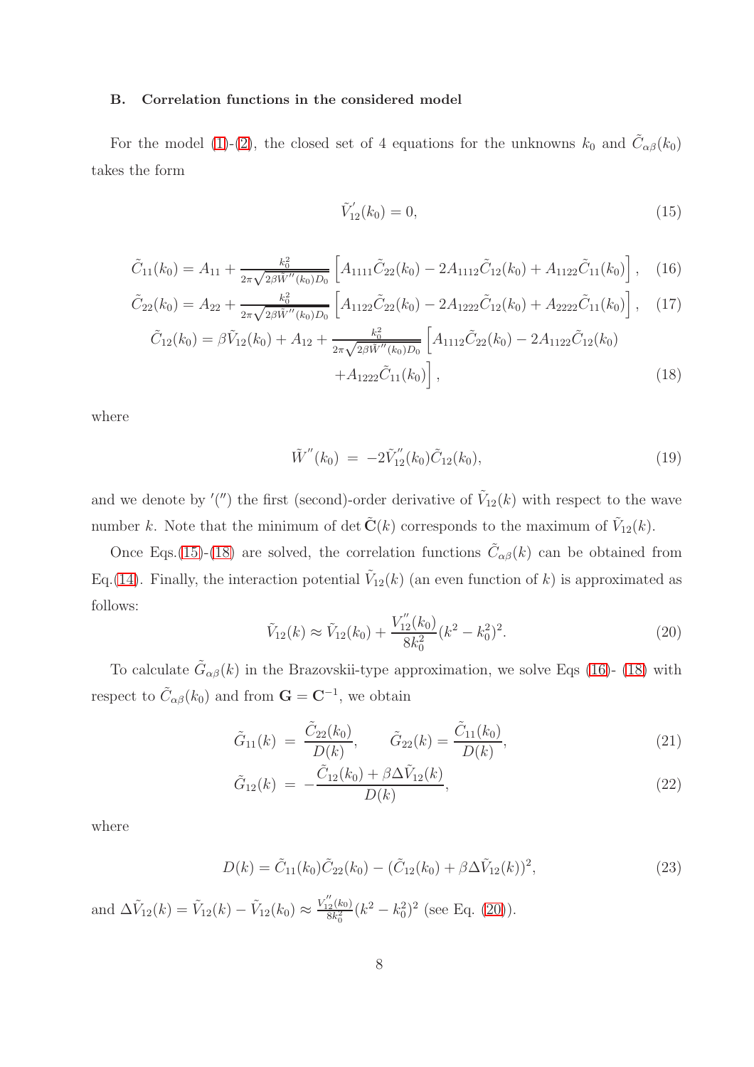### B. Correlation functions in the considered model

For the model (1)-(2), the closed set of 4 equations for the unknowns $k_0$ and $\tilde{C}_{\alpha\beta}(k_0)$ takes the form

$$\tilde{V}_{12}^{'}(k_0) = 0, \tag{15}$$

$$\tilde{C}_{11}(k_0) = A_{11} + \frac{k_0^2}{2\pi\sqrt{2\beta\tilde{W}^{''}(k_0)D_0}} \left[A_{1111}\tilde{C}_{22}(k_0) - 2A_{1112}\tilde{C}_{12}(k_0) + A_{1122}\tilde{C}_{11}(k_0)\right], \tag{16}$$

$$\tilde{C}_{22}(k_0) = A_{22} + \frac{k_0^2}{2\pi\sqrt{2\beta\tilde{W}^{''}(k_0)D_0}} \left[A_{1122}\tilde{C}_{22}(k_0) - 2A_{1222}\tilde{C}_{12}(k_0) + A_{2222}\tilde{C}_{11}(k_0)\right], \tag{17}$$

$$\tilde{C}_{12}(k_0) = \beta\tilde{V}_{12}(k_0) + A_{12} + \frac{k_0^2}{2\pi\sqrt{2\beta\tilde{W}^{''}(k_0)D_0}} \Big[A_{1112}\tilde{C}_{22}(k_0) - 2A_{1122}\tilde{C}_{12}(k_0) + A_{1222}\tilde{C}_{11}(k_0)\Big], \tag{18}$$

where

$$\tilde{W}^{''}(k_0) \; = \; -2\tilde{V}_{12}^{''}(k_0)\tilde{C}_{12}(k_0), \tag{19}$$

and we denote by $'('')$ the first (second)-order derivative of $\tilde{V}_{12}(k)$ with respect to the wave number $k$. Note that the minimum of $\det \tilde{\mathbf{C}}(k)$ corresponds to the maximum of $\tilde{V}_{12}(k)$.

Once Eqs.(15)-(18) are solved, the correlation functions $\tilde{C}_{\alpha\beta}(k)$ can be obtained from Eq.(14). Finally, the interaction potential $\tilde{V}_{12}(k)$ (an even function of $k$) is approximated as follows:

$$\tilde{V}_{12}(k) \approx \tilde{V}_{12}(k_0) + \frac{V_{12}^{''}(k_0)}{8k_0^2}(k^2 - k_0^2)^2. \tag{20}$$

To calculate $\tilde{G}_{\alpha\beta}(k)$ in the Brazovskii-type approximation, we solve Eqs (16)- (18) with respect to $\tilde{C}_{\alpha\beta}(k_0)$ and from $\mathbf{G} = \mathbf{C}^{-1}$, we obtain

$$\tilde{G}_{11}(k) \; = \; \frac{\tilde{C}_{22}(k_0)}{D(k)}, \qquad \tilde{G}_{22}(k) = \frac{\tilde{C}_{11}(k_0)}{D(k)}, \tag{21}$$

$$\tilde{G}_{12}(k) \; = \; -\frac{\tilde{C}_{12}(k_0) + \beta\Delta\tilde{V}_{12}(k)}{D(k)}, \tag{22}$$

where

$$D(k) = \tilde{C}_{11}(k_0)\tilde{C}_{22}(k_0) - (\tilde{C}_{12}(k_0) + \beta\Delta\tilde{V}_{12}(k))^2, \tag{23}$$

and $\Delta\tilde{V}_{12}(k) = \tilde{V}_{12}(k) - \tilde{V}_{12}(k_0) \approx \frac{V_{12}^{''}(k_0)}{8k_0^2}(k^2 - k_0^2)^2$ (see Eq. (20)).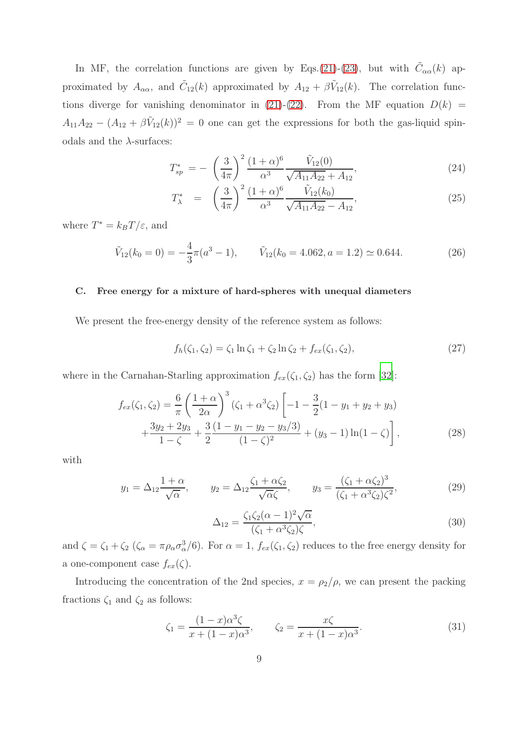In MF, the correlation functions are given by Eqs.(21)-(23), but with $\tilde{C}_{\alpha\alpha}(k)$ approximated by $A_{\alpha\alpha}$, and $\tilde{C}_{12}(k)$ approximated by $A_{12} + \beta\tilde{V}_{12}(k)$. The correlation functions diverge for vanishing denominator in (21)-(22). From the MF equation $D(k) = A_{11}A_{22} - (A_{12} + \beta\tilde{V}_{12}(k))^2 = 0$ one can get the expressions for both the gas-liquid spinodals and the $\lambda$-surfaces:

$$
T^*_{sp} = -\left(\frac{3}{4\pi}\right)^2 \frac{(1+\alpha)^6}{\alpha^3} \frac{\tilde{V}_{12}(0)}{\sqrt{A_{11}A_{22}} + A_{12}}, \tag{24}
$$

$$
T^*_{\lambda} = \left(\frac{3}{4\pi}\right)^2 \frac{(1+\alpha)^6}{\alpha^3} \frac{\tilde{V}_{12}(k_0)}{\sqrt{A_{11}A_{22}} - A_{12}}, \tag{25}
$$

where $T^* = k_B T/\varepsilon$, and

$$
\tilde{V}_{12}(k_0 = 0) = -\frac{4}{3}\pi(a^3 - 1), \qquad \tilde{V}_{12}(k_0 = 4.062, a = 1.2) \simeq 0.644. \tag{26}
$$

### C. Free energy for a mixture of hard-spheres with unequal diameters

We present the free-energy density of the reference system as follows:

$$
f_h(\zeta_1, \zeta_2) = \zeta_1 \ln \zeta_1 + \zeta_2 \ln \zeta_2 + f_{ex}(\zeta_1, \zeta_2), \tag{27}
$$

where in the Carnahan-Starling approximation $f_{ex}(\zeta_1, \zeta_2)$ has the form [32]:

$$
\begin{aligned}
f_{ex}(\zeta_1, \zeta_2) = \frac{6}{\pi}\left(\frac{1+\alpha}{2\alpha}\right)^3 (\zeta_1 + \alpha^3\zeta_2)\Bigg[&-1 - \frac{3}{2}(1 - y_1 + y_2 + y_3) \\
&+ \frac{3y_2 + 2y_3}{1-\zeta} + \frac{3}{2}\frac{(1 - y_1 - y_2 - y_3/3)}{(1-\zeta)^2} + (y_3 - 1)\ln(1-\zeta)\Bigg],
\end{aligned} \tag{28}
$$

with

$$
y_1 = \Delta_{12}\frac{1+\alpha}{\sqrt{\alpha}}, \qquad y_2 = \Delta_{12}\frac{\zeta_1 + \alpha\zeta_2}{\sqrt{\alpha}\zeta}, \qquad y_3 = \frac{(\zeta_1 + \alpha\zeta_2)^3}{(\zeta_1 + \alpha^3\zeta_2)\zeta^2}, \tag{29}
$$

$$
\Delta_{12} = \frac{\zeta_1\zeta_2(\alpha - 1)^2\sqrt{\alpha}}{(\zeta_1 + \alpha^3\zeta_2)\zeta}, \tag{30}
$$

and $\zeta = \zeta_1 + \zeta_2$ ($\zeta_\alpha = \pi\rho_\alpha\sigma_\alpha^3/6$). For $\alpha = 1$, $f_{ex}(\zeta_1, \zeta_2)$ reduces to the free energy density for a one-component case $f_{ex}(\zeta)$.

Introducing the concentration of the 2nd species, $x = \rho_2/\rho$, we can present the packing fractions $\zeta_1$ and $\zeta_2$ as follows:

$$
\zeta_1 = \frac{(1-x)\alpha^3\zeta}{x + (1-x)\alpha^3}, \qquad \zeta_2 = \frac{x\zeta}{x + (1-x)\alpha^3}. \tag{31}
$$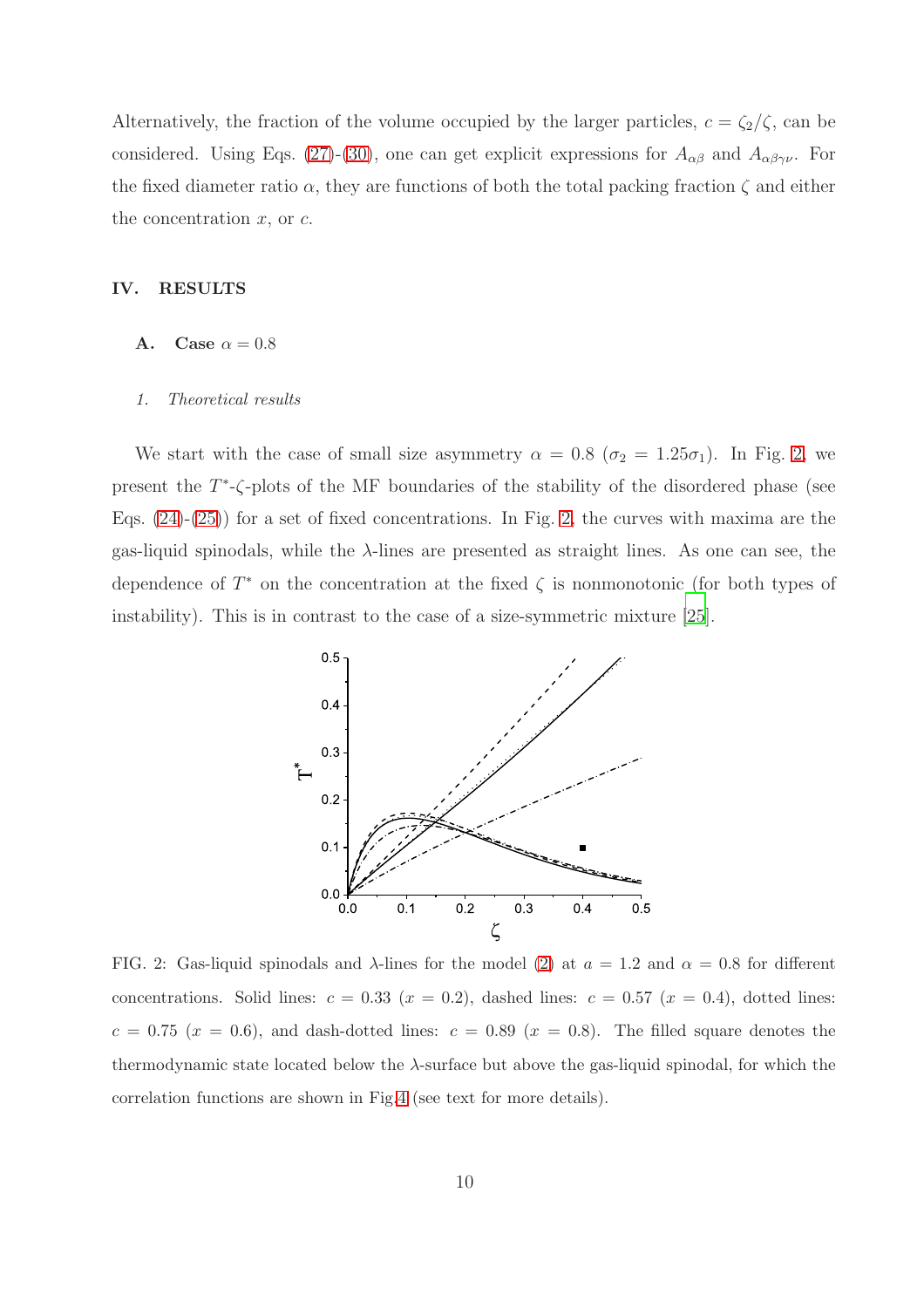Alternatively, the fraction of the volume occupied by the larger particles, $c = \zeta_2/\zeta$, can be considered. Using Eqs. (27)-(30), one can get explicit expressions for $A_{\alpha\beta}$ and $A_{\alpha\beta\gamma\nu}$. For the fixed diameter ratio $\alpha$, they are functions of both the total packing fraction $\zeta$ and either the concentration $x$, or $c$.

## IV. RESULTS

### A. Case $\alpha = 0.8$

#### 1. Theoretical results

We start with the case of small size asymmetry $\alpha = 0.8$ ($\sigma_2 = 1.25\sigma_1$). In Fig. 2, we present the $T^*$-$\zeta$-plots of the MF boundaries of the stability of the disordered phase (see Eqs. (24)-(25)) for a set of fixed concentrations. In Fig. 2, the curves with maxima are the gas-liquid spinodals, while the $\lambda$-lines are presented as straight lines. As one can see, the dependence of $T^*$ on the concentration at the fixed $\zeta$ is nonmonotonic (for both types of instability). This is in contrast to the case of a size-symmetric mixture [25].

T*
0.5
0.4
0.3
0.2
0.1
0.0
0.0 0.1 0.2 0.3 0.4 0.5
ζ

FIG. 2: Gas-liquid spinodals and $\lambda$-lines for the model (2) at $a = 1.2$ and $\alpha = 0.8$ for different concentrations. Solid lines: $c = 0.33$ ($x = 0.2$), dashed lines: $c = 0.57$ ($x = 0.4$), dotted lines: $c = 0.75$ ($x = 0.6$), and dash-dotted lines: $c = 0.89$ ($x = 0.8$). The filled square denotes the thermodynamic state located below the $\lambda$-surface but above the gas-liquid spinodal, for which the correlation functions are shown in Fig.4 (see text for more details).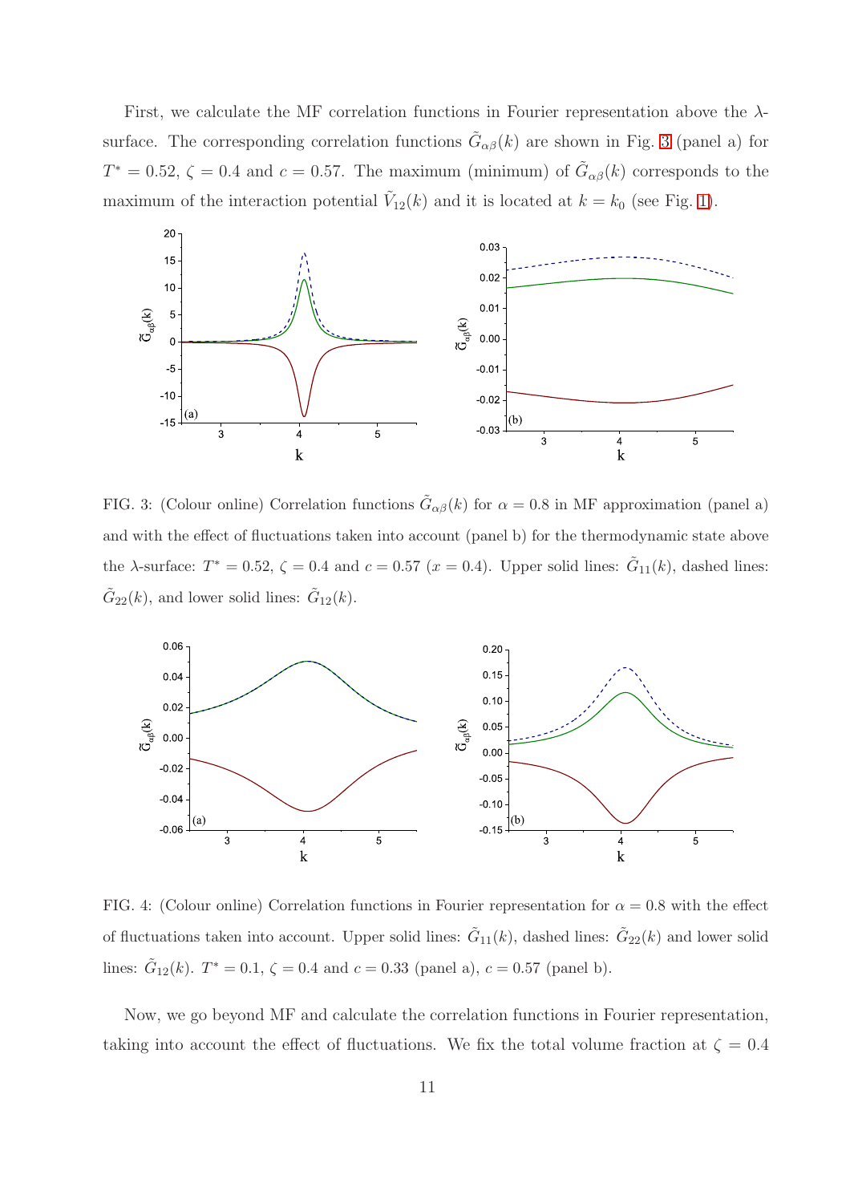First, we calculate the MF correlation functions in Fourier representation above the $\lambda$-surface. The corresponding correlation functions $\tilde{G}_{\alpha\beta}(k)$ are shown in Fig. 3 (panel a) for $T^* = 0.52$, $\zeta = 0.4$ and $c = 0.57$. The maximum (minimum) of $\tilde{G}_{\alpha\beta}(k)$ corresponds to the maximum of the interaction potential $\tilde{V}_{12}(k)$ and it is located at $k = k_0$ (see Fig. 1).

20
15
10
5
0
-5
-10
-15
$\tilde{G}_{\alpha\beta}(k)$
(a)
3
4
5
k

0.03
0.02
0.01
0.00
-0.01
-0.02
-0.03
$\tilde{G}_{\alpha\beta}(k)$
(b)
3
4
5
k

FIG. 3: (Colour online) Correlation functions $\tilde{G}_{\alpha\beta}(k)$ for $\alpha = 0.8$ in MF approximation (panel a) and with the effect of fluctuations taken into account (panel b) for the thermodynamic state above the $\lambda$-surface: $T^* = 0.52$, $\zeta = 0.4$ and $c = 0.57$ ($x = 0.4$). Upper solid lines: $\tilde{G}_{11}(k)$, dashed lines: $\tilde{G}_{22}(k)$, and lower solid lines: $\tilde{G}_{12}(k)$.

0.06
0.04
0.02
0.00
-0.02
-0.04
-0.06
$\tilde{G}_{\alpha\beta}(k)$
(a)
3
4
5
k

0.20
0.15
0.10
0.05
0.00
-0.05
-0.10
-0.15
$\tilde{G}_{\alpha\beta}(k)$
(b)
3
4
5
k

FIG. 4: (Colour online) Correlation functions in Fourier representation for $\alpha = 0.8$ with the effect of fluctuations taken into account. Upper solid lines: $\tilde{G}_{11}(k)$, dashed lines: $\tilde{G}_{22}(k)$ and lower solid lines: $\tilde{G}_{12}(k)$. $T^* = 0.1$, $\zeta = 0.4$ and $c = 0.33$ (panel a), $c = 0.57$ (panel b).

Now, we go beyond MF and calculate the correlation functions in Fourier representation, taking into account the effect of fluctuations. We fix the total volume fraction at $\zeta = 0.4$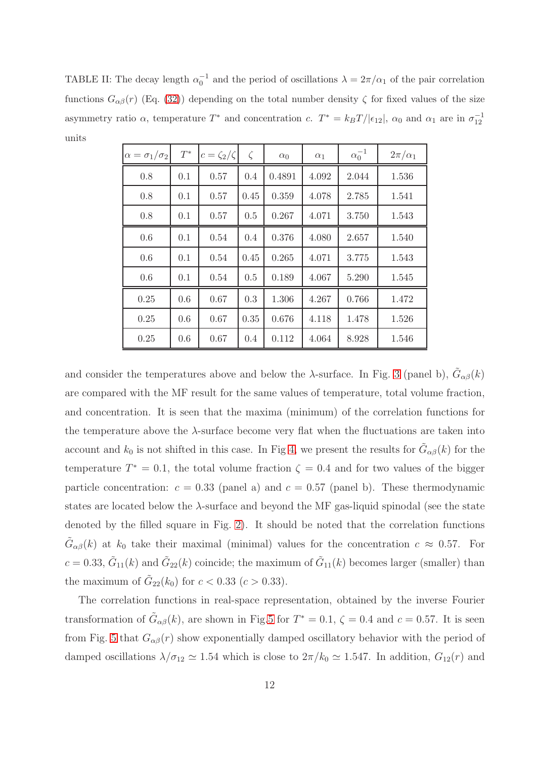TABLE II: The decay length $\alpha_0^{-1}$ and the period of oscillations $\lambda = 2\pi/\alpha_1$ of the pair correlation functions $G_{\alpha\beta}(r)$ (Eq. (32)) depending on the total number density $\zeta$ for fixed values of the size asymmetry ratio $\alpha$, temperature $T^*$ and concentration $c$. $T^* = k_BT/|\epsilon_{12}|$, $\alpha_0$ and $\alpha_1$ are in $\sigma_{12}^{-1}$ units

| $\alpha = \sigma_1/\sigma_2$ | $T^*$ | $c = \zeta_2/\zeta$ | $\zeta$ | $\alpha_0$ | $\alpha_1$ | $\alpha_0^{-1}$ | $2\pi/\alpha_1$ |
|---|---|---|---|---|---|---|---|
| 0.8 | 0.1 | 0.57 | 0.4 | 0.4891 | 4.092 | 2.044 | 1.536 |
| 0.8 | 0.1 | 0.57 | 0.45 | 0.359 | 4.078 | 2.785 | 1.541 |
| 0.8 | 0.1 | 0.57 | 0.5 | 0.267 | 4.071 | 3.750 | 1.543 |
| 0.6 | 0.1 | 0.54 | 0.4 | 0.376 | 4.080 | 2.657 | 1.540 |
| 0.6 | 0.1 | 0.54 | 0.45 | 0.265 | 4.071 | 3.775 | 1.543 |
| 0.6 | 0.1 | 0.54 | 0.5 | 0.189 | 4.067 | 5.290 | 1.545 |
| 0.25 | 0.6 | 0.67 | 0.3 | 1.306 | 4.267 | 0.766 | 1.472 |
| 0.25 | 0.6 | 0.67 | 0.35 | 0.676 | 4.118 | 1.478 | 1.526 |
| 0.25 | 0.6 | 0.67 | 0.4 | 0.112 | 4.064 | 8.928 | 1.546 |

and consider the temperatures above and below the $\lambda$-surface. In Fig. 3 (panel b), $\tilde{G}_{\alpha\beta}(k)$ are compared with the MF result for the same values of temperature, total volume fraction, and concentration. It is seen that the maxima (minimum) of the correlation functions for the temperature above the $\lambda$-surface become very flat when the fluctuations are taken into account and $k_0$ is not shifted in this case. In Fig 4, we present the results for $\tilde{G}_{\alpha\beta}(k)$ for the temperature $T^* = 0.1$, the total volume fraction $\zeta = 0.4$ and for two values of the bigger particle concentration: $c = 0.33$ (panel a) and $c = 0.57$ (panel b). These thermodynamic states are located below the $\lambda$-surface and beyond the MF gas-liquid spinodal (see the state denoted by the filled square in Fig. 2). It should be noted that the correlation functions $\tilde{G}_{\alpha\beta}(k)$ at $k_0$ take their maximal (minimal) values for the concentration $c \approx 0.57$. For $c = 0.33$, $\tilde{G}_{11}(k)$ and $\tilde{G}_{22}(k)$ coincide; the maximum of $\tilde{G}_{11}(k)$ becomes larger (smaller) than the maximum of $\tilde{G}_{22}(k_0)$ for $c < 0.33$ ($c > 0.33$).

The correlation functions in real-space representation, obtained by the inverse Fourier transformation of $\tilde{G}_{\alpha\beta}(k)$, are shown in Fig.5 for $T^* = 0.1$, $\zeta = 0.4$ and $c = 0.57$. It is seen from Fig. 5 that $G_{\alpha\beta}(r)$ show exponentially damped oscillatory behavior with the period of damped oscillations $\lambda/\sigma_{12} \simeq 1.54$ which is close to $2\pi/k_0 \simeq 1.547$. In addition, $G_{12}(r)$ and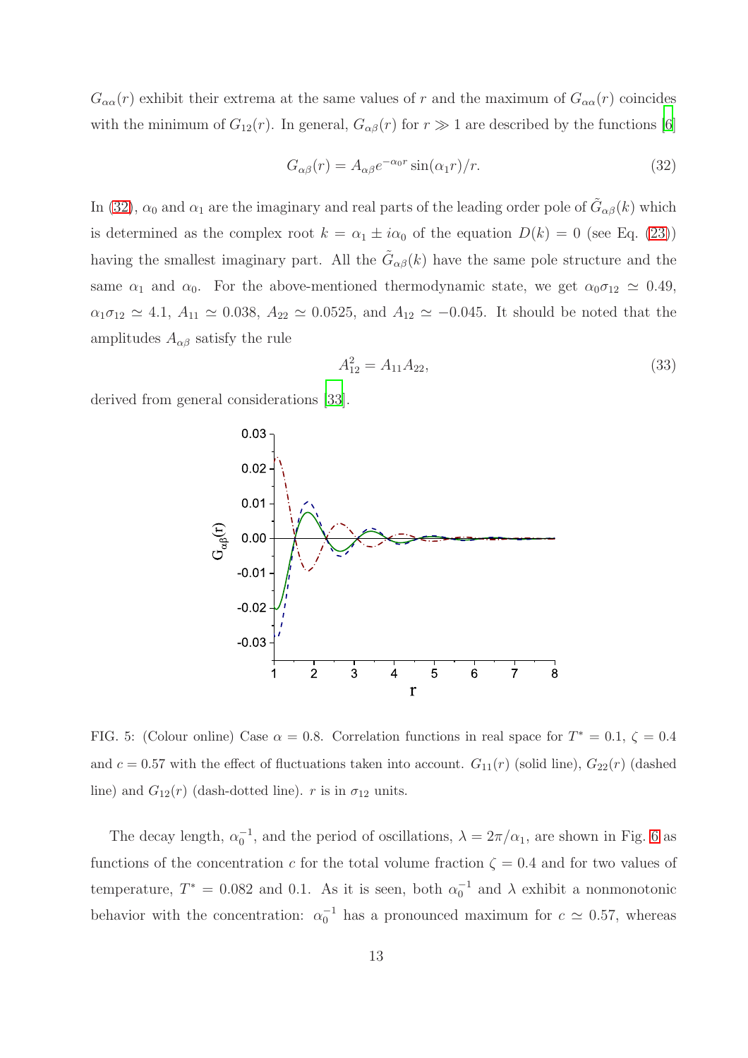$G_{\alpha\alpha}(r)$ exhibit their extrema at the same values of $r$ and the maximum of $G_{\alpha\alpha}(r)$ coincides with the minimum of $G_{12}(r)$. In general, $G_{\alpha\beta}(r)$ for $r \gg 1$ are described by the functions [6]

$$G_{\alpha\beta}(r) = A_{\alpha\beta} e^{-\alpha_0 r} \sin(\alpha_1 r)/r. \tag{32}$$

In (32), $\alpha_0$ and $\alpha_1$ are the imaginary and real parts of the leading order pole of $\tilde{G}_{\alpha\beta}(k)$ which is determined as the complex root $k = \alpha_1 \pm i\alpha_0$ of the equation $D(k) = 0$ (see Eq. (23)) having the smallest imaginary part. All the $\tilde{G}_{\alpha\beta}(k)$ have the same pole structure and the same $\alpha_1$ and $\alpha_0$. For the above-mentioned thermodynamic state, we get $\alpha_0\sigma_{12} \simeq 0.49$, $\alpha_1\sigma_{12} \simeq 4.1$, $A_{11} \simeq 0.038$, $A_{22} \simeq 0.0525$, and $A_{12} \simeq -0.045$. It should be noted that the amplitudes $A_{\alpha\beta}$ satisfy the rule

$$A_{12}^2 = A_{11}A_{22}, \tag{33}$$

derived from general considerations [33].

0.03
0.02
0.01
0.00
-0.01
-0.02
-0.03
$G_{\alpha\beta}(r)$
1 2 3 4 5 6 7 8
r

FIG. 5: (Colour online) Case $\alpha = 0.8$. Correlation functions in real space for $T^* = 0.1$, $\zeta = 0.4$ and $c = 0.57$ with the effect of fluctuations taken into account. $G_{11}(r)$ (solid line), $G_{22}(r)$ (dashed line) and $G_{12}(r)$ (dash-dotted line). $r$ is in $\sigma_{12}$ units.

The decay length, $\alpha_0^{-1}$, and the period of oscillations, $\lambda = 2\pi/\alpha_1$, are shown in Fig. 6 as functions of the concentration $c$ for the total volume fraction $\zeta = 0.4$ and for two values of temperature, $T^* = 0.082$ and $0.1$. As it is seen, both $\alpha_0^{-1}$ and $\lambda$ exhibit a nonmonotonic behavior with the concentration: $\alpha_0^{-1}$ has a pronounced maximum for $c \simeq 0.57$, whereas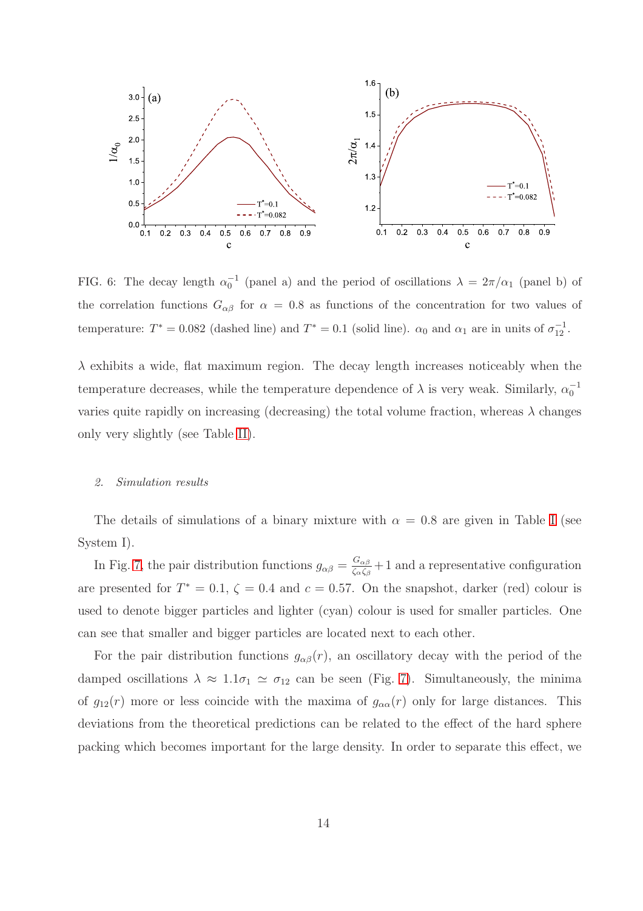(a)

$1/\alpha_0$

3.0
2.5
2.0
1.5
1.0
0.5
0.0

0.1 0.2 0.3 0.4 0.5 0.6 0.7 0.8 0.9

c

$T^*$=0.1
$T^*$=0.082

(b)

$2\pi/\alpha_1$

1.6
1.5
1.4
1.3
1.2

0.1 0.2 0.3 0.4 0.5 0.6 0.7 0.8 0.9

c

$T^*$=0.1
$T^*$=0.082

FIG. 6: The decay length $\alpha_0^{-1}$ (panel a) and the period of oscillations $\lambda = 2\pi/\alpha_1$ (panel b) of the correlation functions $G_{\alpha\beta}$ for $\alpha = 0.8$ as functions of the concentration for two values of temperature: $T^* = 0.082$ (dashed line) and $T^* = 0.1$ (solid line). $\alpha_0$ and $\alpha_1$ are in units of $\sigma_{12}^{-1}$.

$\lambda$ exhibits a wide, flat maximum region. The decay length increases noticeably when the temperature decreases, while the temperature dependence of $\lambda$ is very weak. Similarly, $\alpha_0^{-1}$ varies quite rapidly on increasing (decreasing) the total volume fraction, whereas $\lambda$ changes only very slightly (see Table II).

### *2. Simulation results*

The details of simulations of a binary mixture with $\alpha = 0.8$ are given in Table I (see System I).

In Fig. 7, the pair distribution functions $g_{\alpha\beta} = \frac{G_{\alpha\beta}}{\zeta_\alpha\zeta_\beta} + 1$ and a representative configuration are presented for $T^* = 0.1$, $\zeta = 0.4$ and $c = 0.57$. On the snapshot, darker (red) colour is used to denote bigger particles and lighter (cyan) colour is used for smaller particles. One can see that smaller and bigger particles are located next to each other.

For the pair distribution functions $g_{\alpha\beta}(r)$, an oscillatory decay with the period of the damped oscillations $\lambda \approx 1.1\sigma_1 \simeq \sigma_{12}$ can be seen (Fig. 7). Simultaneously, the minima of $g_{12}(r)$ more or less coincide with the maxima of $g_{\alpha\alpha}(r)$ only for large distances. This deviations from the theoretical predictions can be related to the effect of the hard sphere packing which becomes important for the large density. In order to separate this effect, we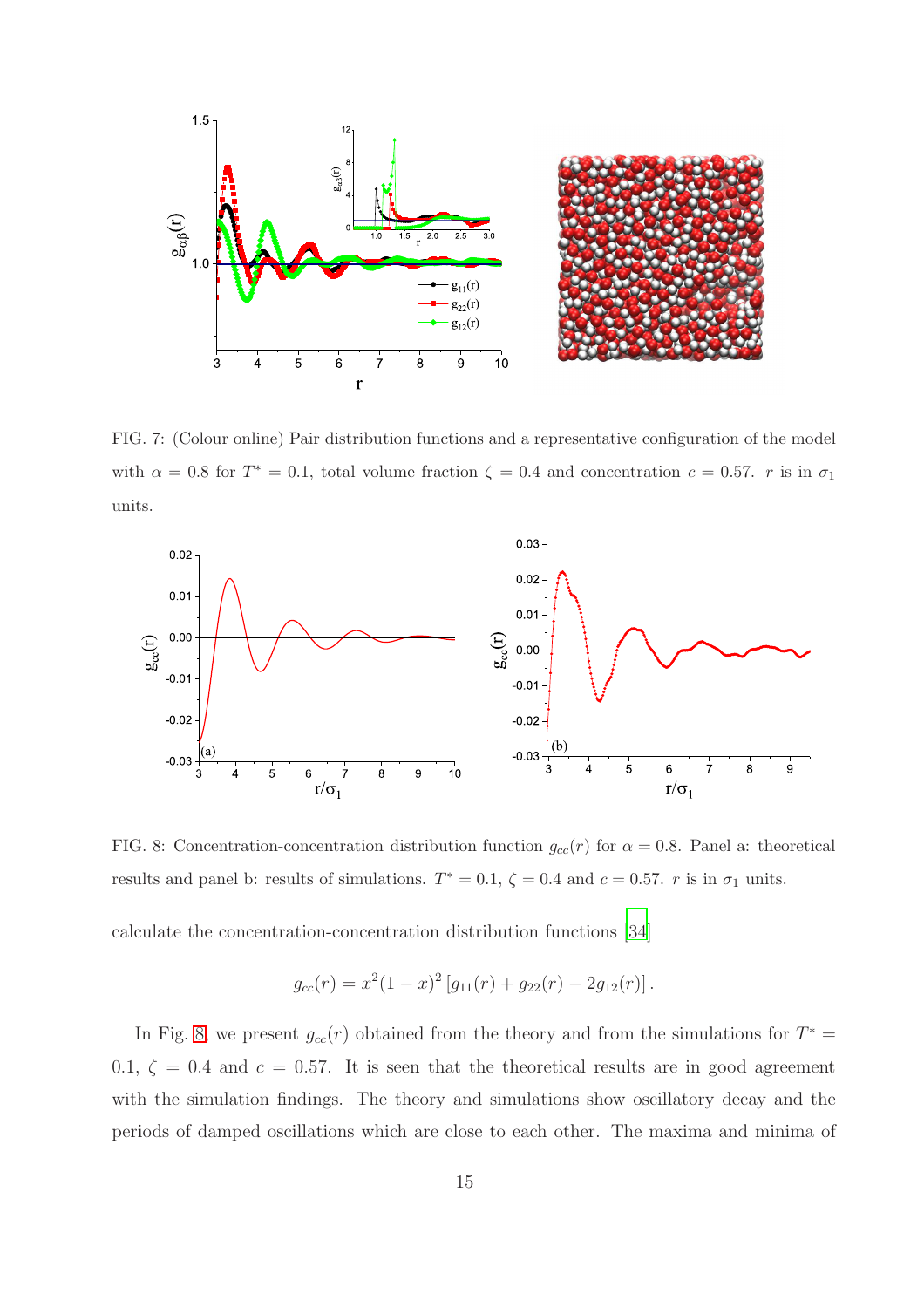1.5

1.0

$g_{\alpha\beta}(r)$

3 4 5 6 7 8 9 10

r

12

8

4

0

$g_{\alpha\beta}(r)$

1.0 1.5 2.0 2.5 3.0

r

$g_{11}(r)$

$g_{22}(r)$

$g_{12}(r)$

FIG. 7: (Colour online) Pair distribution functions and a representative configuration of the model with $\alpha = 0.8$ for $T^* = 0.1$, total volume fraction $\zeta = 0.4$ and concentration $c = 0.57$. $r$ is in $\sigma_1$ units.

0.02

0.01

0.00

-0.01

-0.02

-0.03

$g_{cc}(r)$

(a)

3 4 5 6 7 8 9 10

$r/\sigma_1$

0.03

0.02

0.01

0.00

-0.01

-0.02

-0.03

$g_{cc}(r)$

(b)

3 4 5 6 7 8 9

$r/\sigma_1$

FIG. 8: Concentration-concentration distribution function $g_{cc}(r)$ for $\alpha = 0.8$. Panel a: theoretical results and panel b: results of simulations. $T^* = 0.1$, $\zeta = 0.4$ and $c = 0.57$. $r$ is in $\sigma_1$ units.

calculate the concentration-concentration distribution functions [34]

$$g_{cc}(r) = x^2(1-x)^2 \left[g_{11}(r) + g_{22}(r) - 2g_{12}(r)\right].$$

In Fig. 8, we present $g_{cc}(r)$ obtained from the theory and from the simulations for $T^* = 0.1$, $\zeta = 0.4$ and $c = 0.57$. It is seen that the theoretical results are in good agreement with the simulation findings. The theory and simulations show oscillatory decay and the periods of damped oscillations which are close to each other. The maxima and minima of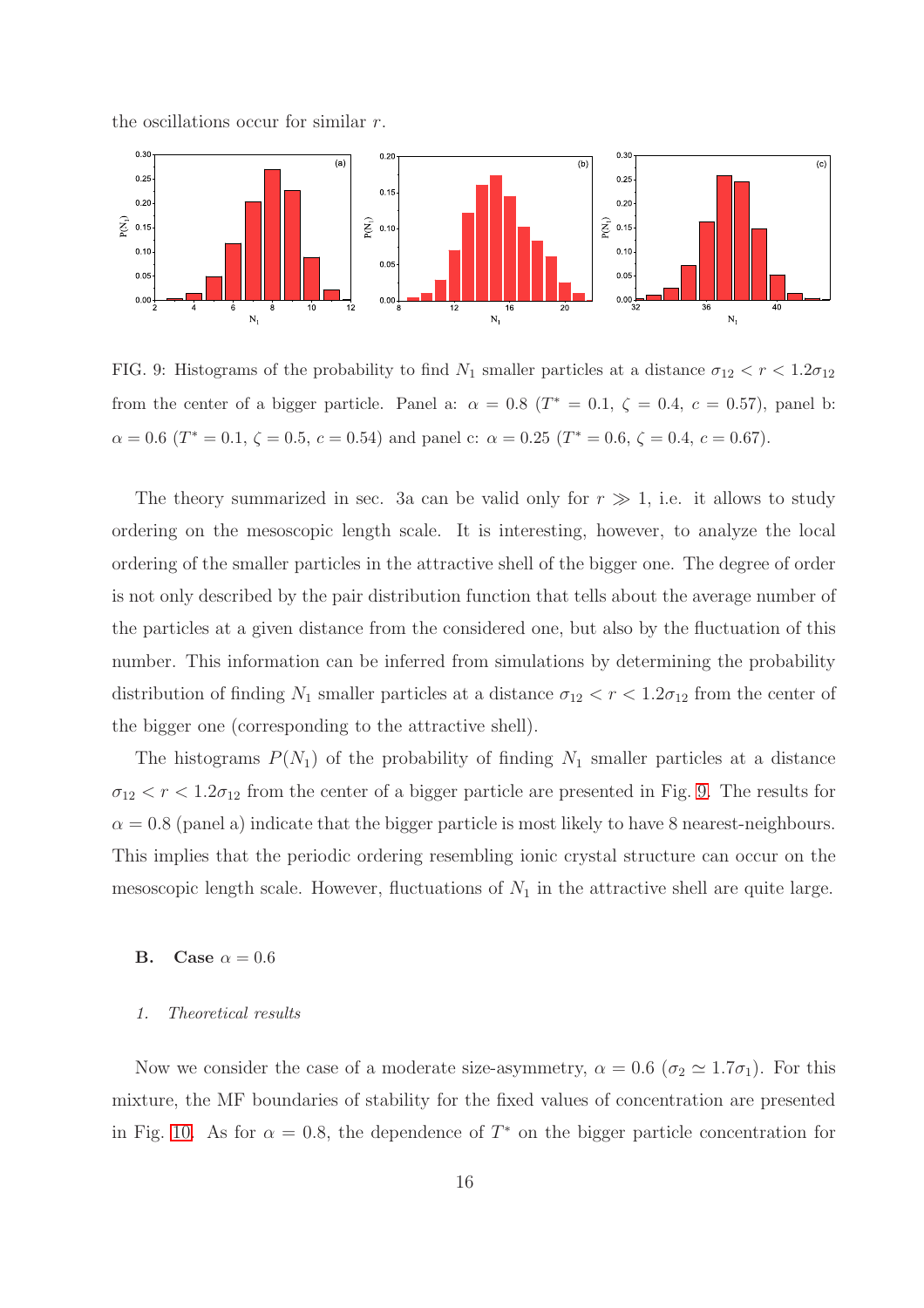the oscillations occur for similar $r$.

(a)

0.30
0.25
0.20
0.15
0.10
0.05
0.00

$P(N_1)$

2 4 6 8 10 12

$N_1$

(b)

0.20
0.15
0.10
0.05
0.00

$P(N_1)$

8 12 16 20

$N_1$

(c)

0.30
0.25
0.20
0.15
0.10
0.05
0.00

$P(N_1)$

32 36 40

$N_1$

FIG. 9: Histograms of the probability to find $N_1$ smaller particles at a distance $\sigma_{12} < r < 1.2\sigma_{12}$ from the center of a bigger particle. Panel a: $\alpha = 0.8$ ($T^* = 0.1$, $\zeta = 0.4$, $c = 0.57$), panel b: $\alpha = 0.6$ ($T^* = 0.1$, $\zeta = 0.5$, $c = 0.54$) and panel c: $\alpha = 0.25$ ($T^* = 0.6$, $\zeta = 0.4$, $c = 0.67$).

The theory summarized in sec. 3a can be valid only for $r \gg 1$, i.e. it allows to study ordering on the mesoscopic length scale. It is interesting, however, to analyze the local ordering of the smaller particles in the attractive shell of the bigger one. The degree of order is not only described by the pair distribution function that tells about the average number of the particles at a given distance from the considered one, but also by the fluctuation of this number. This information can be inferred from simulations by determining the probability distribution of finding $N_1$ smaller particles at a distance $\sigma_{12} < r < 1.2\sigma_{12}$ from the center of the bigger one (corresponding to the attractive shell).

The histograms $P(N_1)$ of the probability of finding $N_1$ smaller particles at a distance $\sigma_{12} < r < 1.2\sigma_{12}$ from the center of a bigger particle are presented in Fig. 9. The results for $\alpha = 0.8$ (panel a) indicate that the bigger particle is most likely to have 8 nearest-neighbours. This implies that the periodic ordering resembling ionic crystal structure can occur on the mesoscopic length scale. However, fluctuations of $N_1$ in the attractive shell are quite large.

### B. Case $\alpha = 0.6$

#### 1. *Theoretical results*

Now we consider the case of a moderate size-asymmetry, $\alpha = 0.6$ ($\sigma_2 \simeq 1.7\sigma_1$). For this mixture, the MF boundaries of stability for the fixed values of concentration are presented in Fig. 10. As for $\alpha = 0.8$, the dependence of $T^*$ on the bigger particle concentration for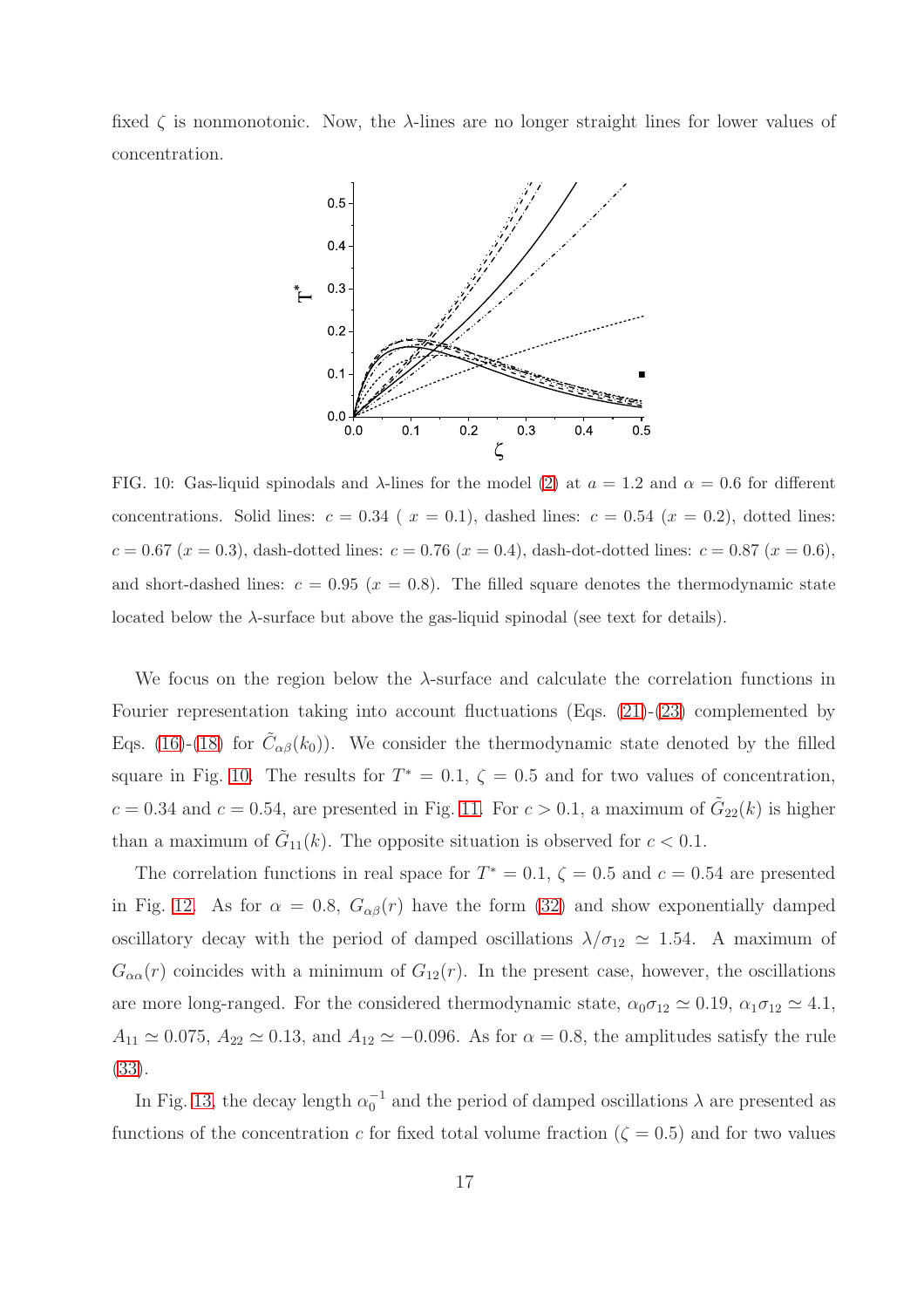fixed $\zeta$ is nonmonotonic. Now, the $\lambda$-lines are no longer straight lines for lower values of concentration.

0.5
0.4
0.3
0.2
0.1
0.0
$T^*$
0.0 0.1 0.2 0.3 0.4 0.5
$\zeta$

FIG. 10: Gas-liquid spinodals and $\lambda$-lines for the model (2) at $a = 1.2$ and $\alpha = 0.6$ for different concentrations. Solid lines: $c = 0.34$ ( $x = 0.1$), dashed lines: $c = 0.54$ ($x = 0.2$), dotted lines: $c = 0.67$ ($x = 0.3$), dash-dotted lines: $c = 0.76$ ($x = 0.4$), dash-dot-dotted lines: $c = 0.87$ ($x = 0.6$), and short-dashed lines: $c = 0.95$ ($x = 0.8$). The filled square denotes the thermodynamic state located below the $\lambda$-surface but above the gas-liquid spinodal (see text for details).

We focus on the region below the $\lambda$-surface and calculate the correlation functions in Fourier representation taking into account fluctuations (Eqs. (21)-(23) complemented by Eqs. (16)-(18) for $\tilde{C}_{\alpha\beta}(k_0)$). We consider the thermodynamic state denoted by the filled square in Fig. 10. The results for $T^* = 0.1$, $\zeta = 0.5$ and for two values of concentration, $c = 0.34$ and $c = 0.54$, are presented in Fig. 11. For $c > 0.1$, a maximum of $\tilde{G}_{22}(k)$ is higher than a maximum of $\tilde{G}_{11}(k)$. The opposite situation is observed for $c < 0.1$.

The correlation functions in real space for $T^* = 0.1$, $\zeta = 0.5$ and $c = 0.54$ are presented in Fig. 12. As for $\alpha = 0.8$, $G_{\alpha\beta}(r)$ have the form (32) and show exponentially damped oscillatory decay with the period of damped oscillations $\lambda/\sigma_{12} \simeq 1.54$. A maximum of $G_{\alpha\alpha}(r)$ coincides with a minimum of $G_{12}(r)$. In the present case, however, the oscillations are more long-ranged. For the considered thermodynamic state, $\alpha_0\sigma_{12} \simeq 0.19$, $\alpha_1\sigma_{12} \simeq 4.1$, $A_{11} \simeq 0.075$, $A_{22} \simeq 0.13$, and $A_{12} \simeq -0.096$. As for $\alpha = 0.8$, the amplitudes satisfy the rule (33).

In Fig. 13, the decay length $\alpha_0^{-1}$ and the period of damped oscillations $\lambda$ are presented as functions of the concentration $c$ for fixed total volume fraction ($\zeta = 0.5$) and for two values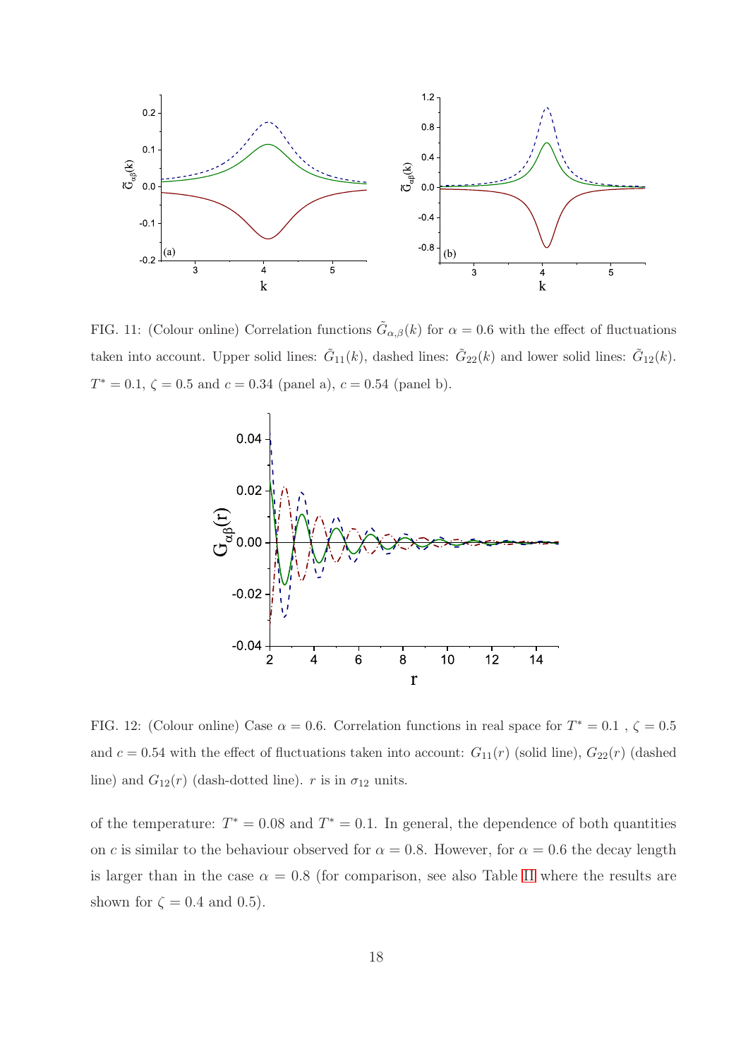(a)

$\tilde{G}_{\alpha\beta}(k)$

0.2

0.1

0.0

-0.1

-0.2

3

4

5

k

(b)

$\tilde{G}_{\alpha\beta}(k)$

1.2

0.8

0.4

0.0

-0.4

-0.8

3

4

5

k

FIG. 11: (Colour online) Correlation functions $\tilde{G}_{\alpha,\beta}(k)$ for $\alpha = 0.6$ with the effect of fluctuations taken into account. Upper solid lines: $\tilde{G}_{11}(k)$, dashed lines: $\tilde{G}_{22}(k)$ and lower solid lines: $\tilde{G}_{12}(k)$. $T^{*} = 0.1$, $\zeta = 0.5$ and $c = 0.34$ (panel a), $c = 0.54$ (panel b).

$G_{\alpha\beta}(r)$

0.04

0.02

0.00

-0.02

-0.04

2

4

6

8

10

12

14

r

FIG. 12: (Colour online) Case $\alpha = 0.6$. Correlation functions in real space for $T^{*} = 0.1$ , $\zeta = 0.5$ and $c = 0.54$ with the effect of fluctuations taken into account: $G_{11}(r)$ (solid line), $G_{22}(r)$ (dashed line) and $G_{12}(r)$ (dash-dotted line). $r$ is in $\sigma_{12}$ units.

of the temperature: $T^{*} = 0.08$ and $T^{*} = 0.1$. In general, the dependence of both quantities on $c$ is similar to the behaviour observed for $\alpha = 0.8$. However, for $\alpha = 0.6$ the decay length is larger than in the case $\alpha = 0.8$ (for comparison, see also Table III where the results are shown for $\zeta = 0.4$ and 0.5).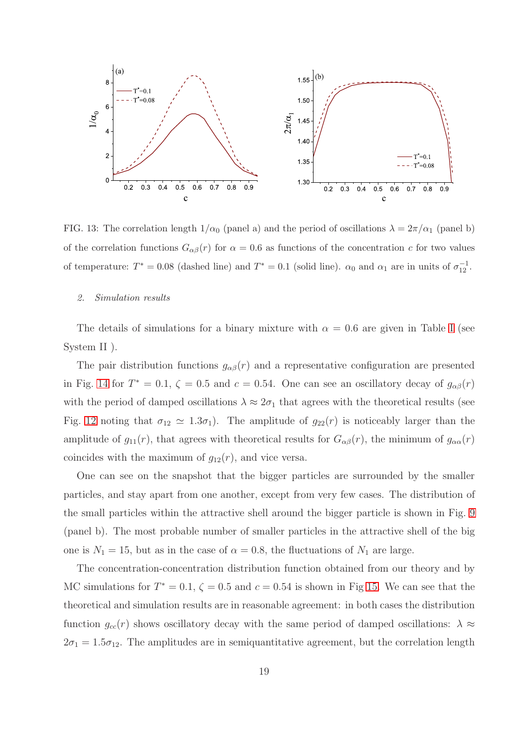(a)

$T^*$=0.1

$T^*$=0.08

$1/\alpha_0$

0 2 4 6 8

0.2 0.3 0.4 0.5 0.6 0.7 0.8 0.9

c

(b)

$2\pi/\alpha_1$

1.30 1.35 1.40 1.45 1.50 1.55

$T^*$=0.1

$T^*$=0.08

0.2 0.3 0.4 0.5 0.6 0.7 0.8 0.9

c

FIG. 13: The correlation length $1/\alpha_0$ (panel a) and the period of oscillations $\lambda = 2\pi/\alpha_1$ (panel b) of the correlation functions $G_{\alpha\beta}(r)$ for $\alpha = 0.6$ as functions of the concentration $c$ for two values of temperature: $T^* = 0.08$ (dashed line) and $T^* = 0.1$ (solid line). $\alpha_0$ and $\alpha_1$ are in units of $\sigma_{12}^{-1}$.

#### 2. *Simulation results*

The details of simulations for a binary mixture with $\alpha = 0.6$ are given in Table I (see System II ).

The pair distribution functions $g_{\alpha\beta}(r)$ and a representative configuration are presented in Fig. 14 for $T^* = 0.1$, $\zeta = 0.5$ and $c = 0.54$. One can see an oscillatory decay of $g_{\alpha\beta}(r)$ with the period of damped oscillations $\lambda \approx 2\sigma_1$ that agrees with the theoretical results (see Fig. 12 noting that $\sigma_{12} \simeq 1.3\sigma_1$). The amplitude of $g_{22}(r)$ is noticeably larger than the amplitude of $g_{11}(r)$, that agrees with theoretical results for $G_{\alpha\beta}(r)$, the minimum of $g_{\alpha\alpha}(r)$ coincides with the maximum of $g_{12}(r)$, and vice versa.

One can see on the snapshot that the bigger particles are surrounded by the smaller particles, and stay apart from one another, except from very few cases. The distribution of the small particles within the attractive shell around the bigger particle is shown in Fig. 9 (panel b). The most probable number of smaller particles in the attractive shell of the big one is $N_1 = 15$, but as in the case of $\alpha = 0.8$, the fluctuations of $N_1$ are large.

The concentration-concentration distribution function obtained from our theory and by MC simulations for $T^* = 0.1$, $\zeta = 0.5$ and $c = 0.54$ is shown in Fig 15. We can see that the theoretical and simulation results are in reasonable agreement: in both cases the distribution function $g_{cc}(r)$ shows oscillatory decay with the same period of damped oscillations: $\lambda \approx 2\sigma_1 = 1.5\sigma_{12}$. The amplitudes are in semiquantitative agreement, but the correlation length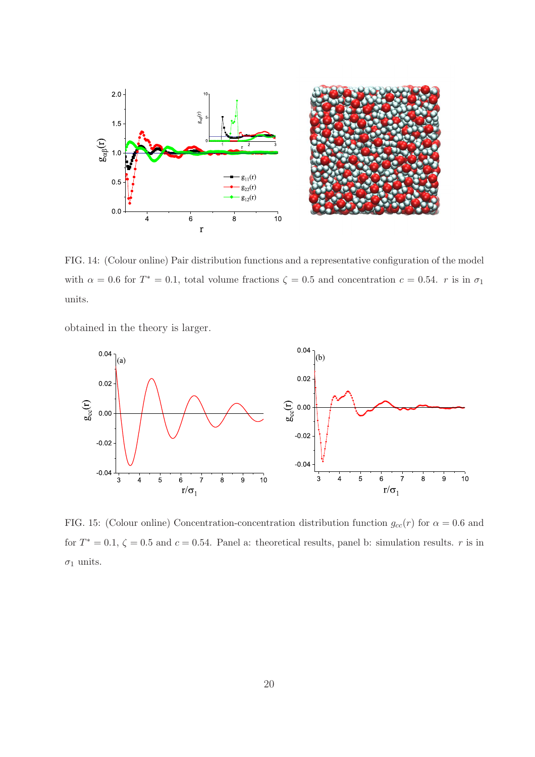FIG. 14: (Colour online) Pair distribution functions and a representative configuration of the model with $\alpha = 0.6$ for $T^* = 0.1$, total volume fractions $\zeta = 0.5$ and concentration $c = 0.54$. $r$ is in $\sigma_1$ units.

obtained in the theory is larger.

FIG. 15: (Colour online) Concentration-concentration distribution function $g_{cc}(r)$ for $\alpha = 0.6$ and for $T^* = 0.1$, $\zeta = 0.5$ and $c = 0.54$. Panel a: theoretical results, panel b: simulation results. $r$ is in $\sigma_1$ units.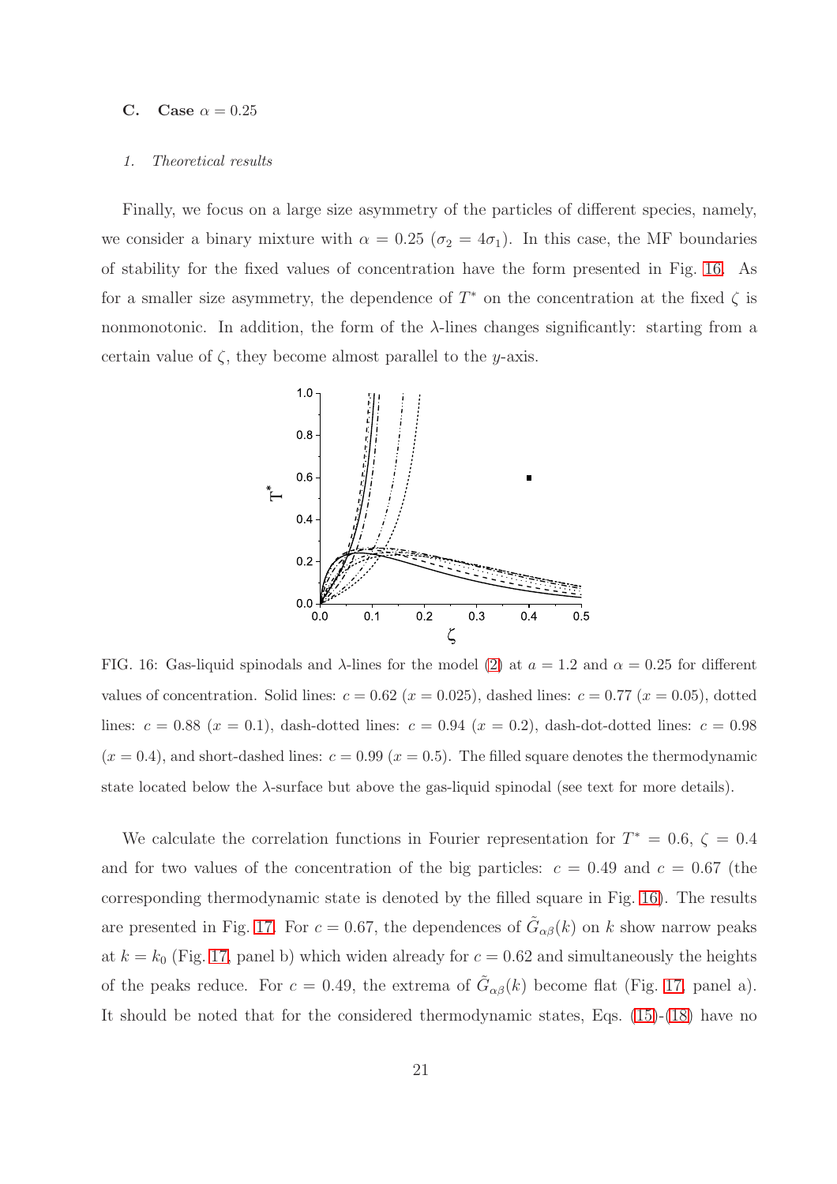### C. Case $\alpha = 0.25$

#### 1. Theoretical results

Finally, we focus on a large size asymmetry of the particles of different species, namely, we consider a binary mixture with $\alpha = 0.25$ ($\sigma_2 = 4\sigma_1$). In this case, the MF boundaries of stability for the fixed values of concentration have the form presented in Fig. 16. As for a smaller size asymmetry, the dependence of $T^*$ on the concentration at the fixed $\zeta$ is nonmonotonic. In addition, the form of the $\lambda$-lines changes significantly: starting from a certain value of $\zeta$, they become almost parallel to the $y$-axis.

T*
1.0
0.8
0.6
0.4
0.2
0.0
0.0
0.1
0.2
0.3
0.4
0.5
ζ

FIG. 16: Gas-liquid spinodals and $\lambda$-lines for the model (2) at $a = 1.2$ and $\alpha = 0.25$ for different values of concentration. Solid lines: $c = 0.62$ ($x = 0.025$), dashed lines: $c = 0.77$ ($x = 0.05$), dotted lines: $c = 0.88$ ($x = 0.1$), dash-dotted lines: $c = 0.94$ ($x = 0.2$), dash-dot-dotted lines: $c = 0.98$ ($x = 0.4$), and short-dashed lines: $c = 0.99$ ($x = 0.5$). The filled square denotes the thermodynamic state located below the $\lambda$-surface but above the gas-liquid spinodal (see text for more details).

We calculate the correlation functions in Fourier representation for $T^* = 0.6$, $\zeta = 0.4$ and for two values of the concentration of the big particles: $c = 0.49$ and $c = 0.67$ (the corresponding thermodynamic state is denoted by the filled square in Fig. 16). The results are presented in Fig. 17. For $c = 0.67$, the dependences of $\tilde{G}_{\alpha\beta}(k)$ on $k$ show narrow peaks at $k = k_0$ (Fig. 17, panel b) which widen already for $c = 0.62$ and simultaneously the heights of the peaks reduce. For $c = 0.49$, the extrema of $\tilde{G}_{\alpha\beta}(k)$ become flat (Fig. 17, panel a). It should be noted that for the considered thermodynamic states, Eqs. (15)-(18) have no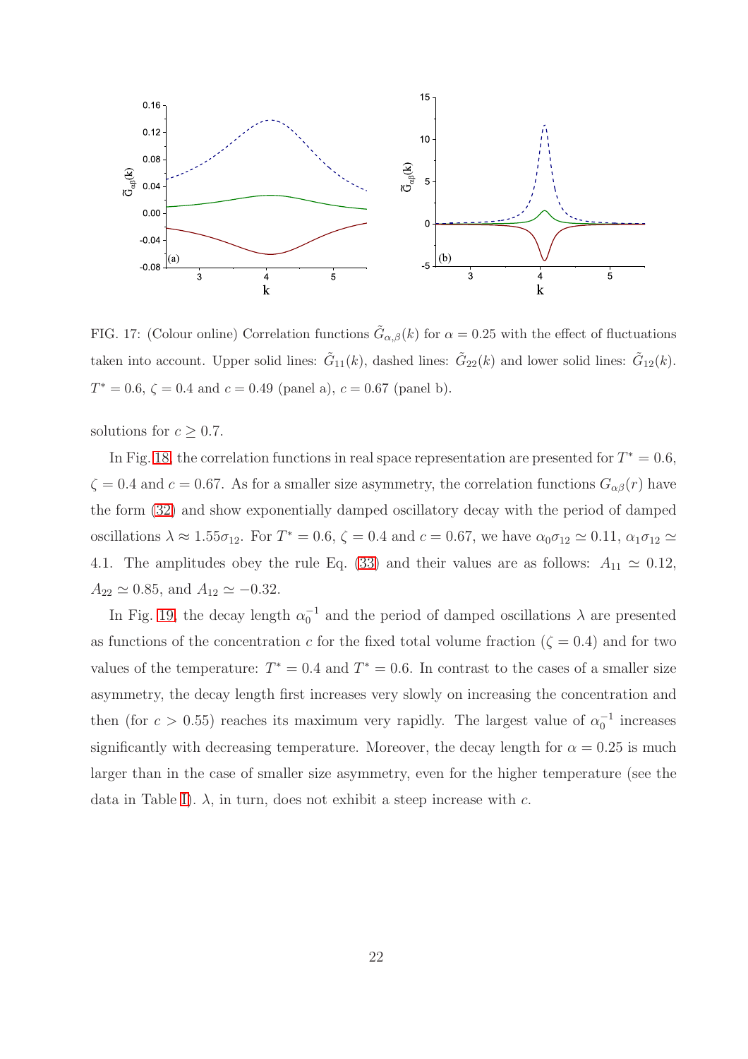0.16
0.12
0.08
0.04
0.00
-0.04
-0.08

$\tilde{G}_{\alpha\beta}(k)$

(a)

3 4 5

k

15
10
5
0
-5

$\tilde{G}_{\alpha\beta}(k)$

(b)

3 4 5

k

FIG. 17: (Colour online) Correlation functions $\tilde{G}_{\alpha,\beta}(k)$ for $\alpha = 0.25$ with the effect of fluctuations taken into account. Upper solid lines: $\tilde{G}_{11}(k)$, dashed lines: $\tilde{G}_{22}(k)$ and lower solid lines: $\tilde{G}_{12}(k)$. $T^* = 0.6$, $\zeta = 0.4$ and $c = 0.49$ (panel a), $c = 0.67$ (panel b).

solutions for $c \geq 0.7$.

In Fig. 18, the correlation functions in real space representation are presented for $T^* = 0.6$, $\zeta = 0.4$ and $c = 0.67$. As for a smaller size asymmetry, the correlation functions $G_{\alpha\beta}(r)$ have the form (32) and show exponentially damped oscillatory decay with the period of damped oscillations $\lambda \approx 1.55\sigma_{12}$. For $T^* = 0.6$, $\zeta = 0.4$ and $c = 0.67$, we have $\alpha_0\sigma_{12} \simeq 0.11$, $\alpha_1\sigma_{12} \simeq 4.1$. The amplitudes obey the rule Eq. (33) and their values are as follows: $A_{11} \simeq 0.12$, $A_{22} \simeq 0.85$, and $A_{12} \simeq -0.32$.

In Fig. 19, the decay length $\alpha_0^{-1}$ and the period of damped oscillations $\lambda$ are presented as functions of the concentration $c$ for the fixed total volume fraction ($\zeta = 0.4$) and for two values of the temperature: $T^* = 0.4$ and $T^* = 0.6$. In contrast to the cases of a smaller size asymmetry, the decay length first increases very slowly on increasing the concentration and then (for $c > 0.55$) reaches its maximum very rapidly. The largest value of $\alpha_0^{-1}$ increases significantly with decreasing temperature. Moreover, the decay length for $\alpha = 0.25$ is much larger than in the case of smaller size asymmetry, even for the higher temperature (see the data in Table I). $\lambda$, in turn, does not exhibit a steep increase with $c$.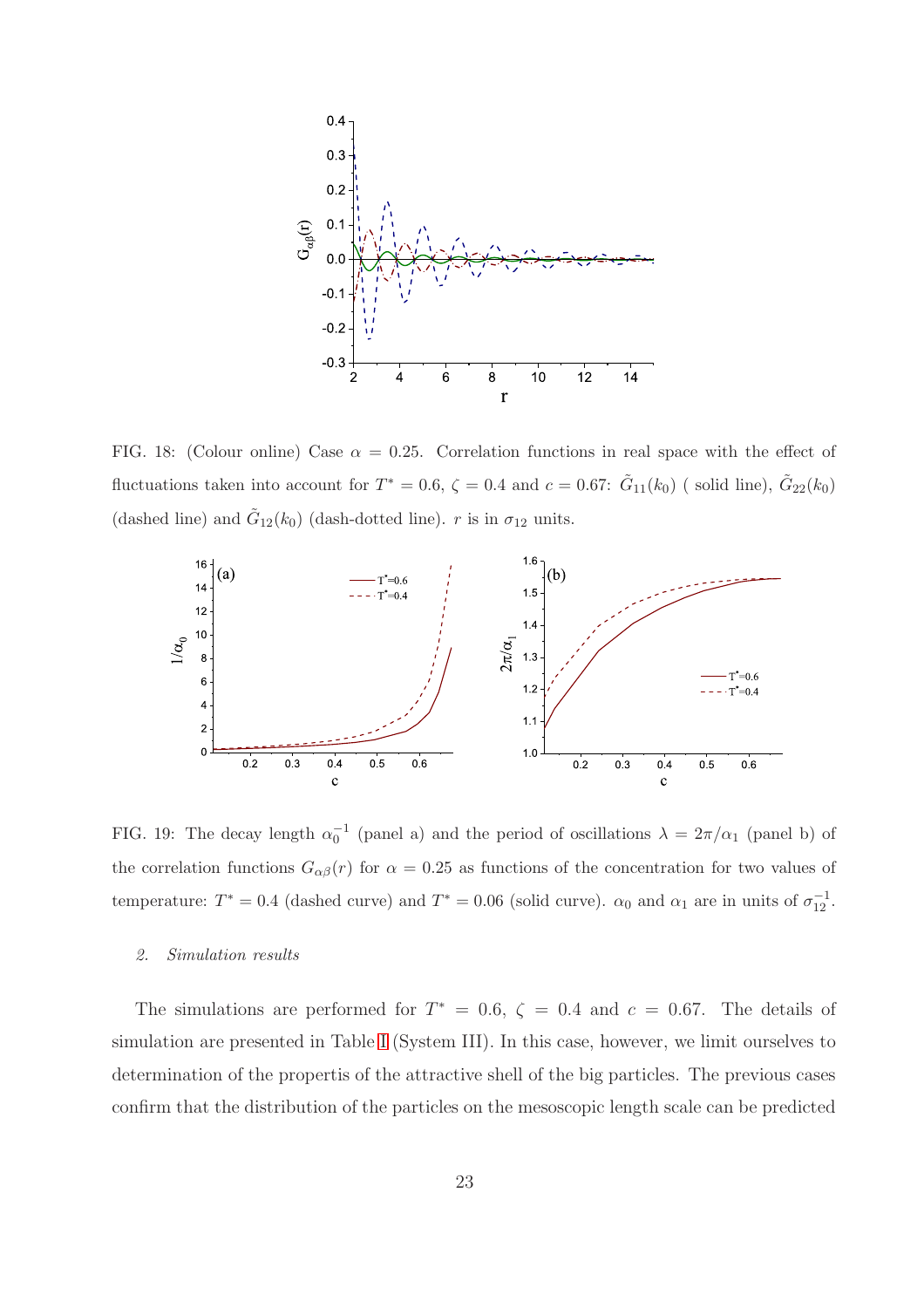0.4
0.3
0.2
0.1
0.0
-0.1
-0.2
-0.3

$G_{\alpha\beta}(r)$

2 4 6 8 10 12 14

r

FIG. 18: (Colour online) Case $\alpha = 0.25$. Correlation functions in real space with the effect of fluctuations taken into account for $T^* = 0.6$, $\zeta = 0.4$ and $c = 0.67$: $\tilde{G}_{11}(k_0)$ ( solid line), $\tilde{G}_{22}(k_0)$ (dashed line) and $\tilde{G}_{12}(k_0)$ (dash-dotted line). $r$ is in $\sigma_{12}$ units.

(a)

$T^*$=0.6
$T^*$=0.4

$1/\alpha_0$

16 14 12 10 8 6 4 2 0

0.2 0.3 0.4 0.5 0.6

c

(b)

$T^*$=0.6
$T^*$=0.4

$2\pi/\alpha_1$

1.6 1.5 1.4 1.3 1.2 1.1 1.0

0.2 0.3 0.4 0.5 0.6

c

FIG. 19: The decay length $\alpha_0^{-1}$ (panel a) and the period of oscillations $\lambda = 2\pi/\alpha_1$ (panel b) of the correlation functions $G_{\alpha\beta}(r)$ for $\alpha = 0.25$ as functions of the concentration for two values of temperature: $T^* = 0.4$ (dashed curve) and $T^* = 0.06$ (solid curve). $\alpha_0$ and $\alpha_1$ are in units of $\sigma_{12}^{-1}$.

### *2. Simulation results*

The simulations are performed for $T^* = 0.6$, $\zeta = 0.4$ and $c = 0.67$. The details of simulation are presented in Table I (System III). In this case, however, we limit ourselves to determination of the propertis of the attractive shell of the big particles. The previous cases confirm that the distribution of the particles on the mesoscopic length scale can be predicted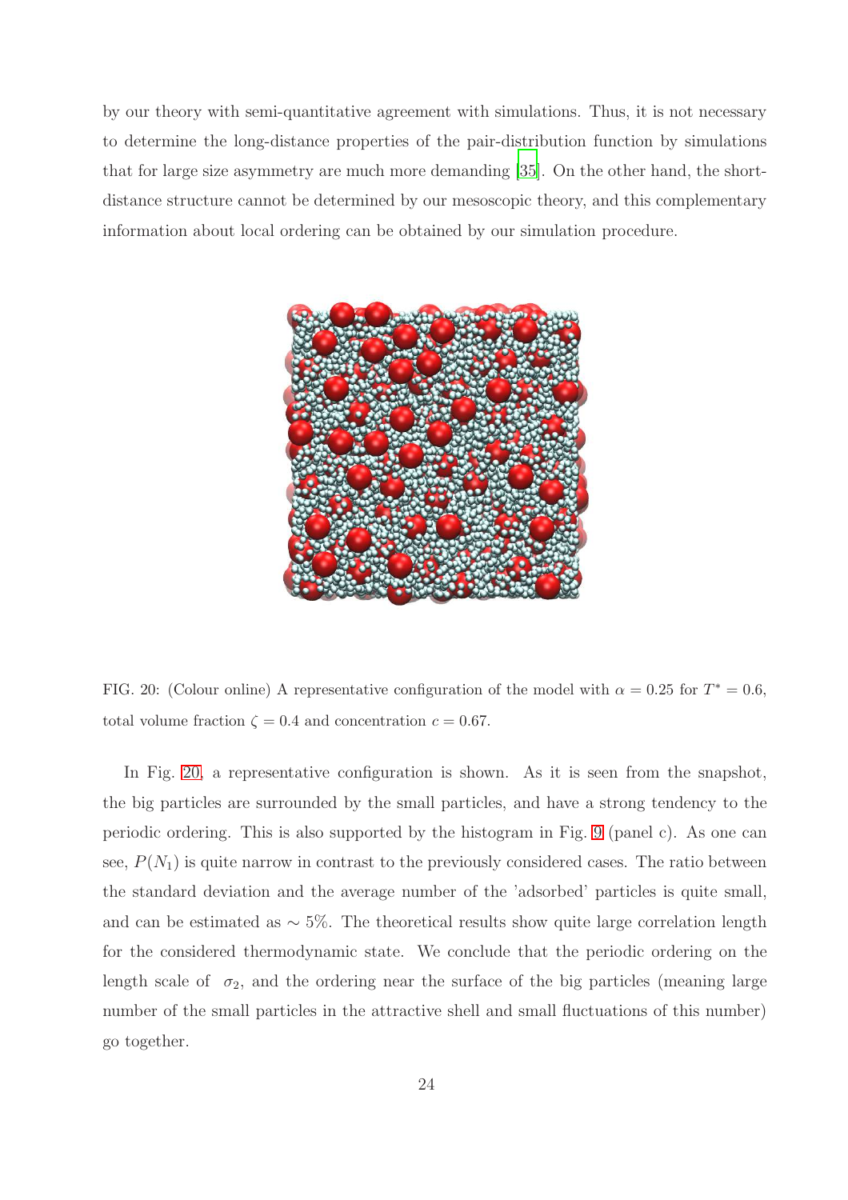by our theory with semi-quantitative agreement with simulations. Thus, it is not necessary to determine the long-distance properties of the pair-distribution function by simulations that for large size asymmetry are much more demanding [35]. On the other hand, the short-distance structure cannot be determined by our mesoscopic theory, and this complementary information about local ordering can be obtained by our simulation procedure.

FIG. 20: (Colour online) A representative configuration of the model with $\alpha = 0.25$ for $T^* = 0.6$, total volume fraction $\zeta = 0.4$ and concentration $c = 0.67$.

In Fig. 20, a representative configuration is shown. As it is seen from the snapshot, the big particles are surrounded by the small particles, and have a strong tendency to the periodic ordering. This is also supported by the histogram in Fig. 9 (panel c). As one can see, $P(N_1)$ is quite narrow in contrast to the previously considered cases. The ratio between the standard deviation and the average number of the 'adsorbed' particles is quite small, and can be estimated as $\sim 5\%$. The theoretical results show quite large correlation length for the considered thermodynamic state. We conclude that the periodic ordering on the length scale of $\sigma_2$, and the ordering near the surface of the big particles (meaning large number of the small particles in the attractive shell and small fluctuations of this number) go together.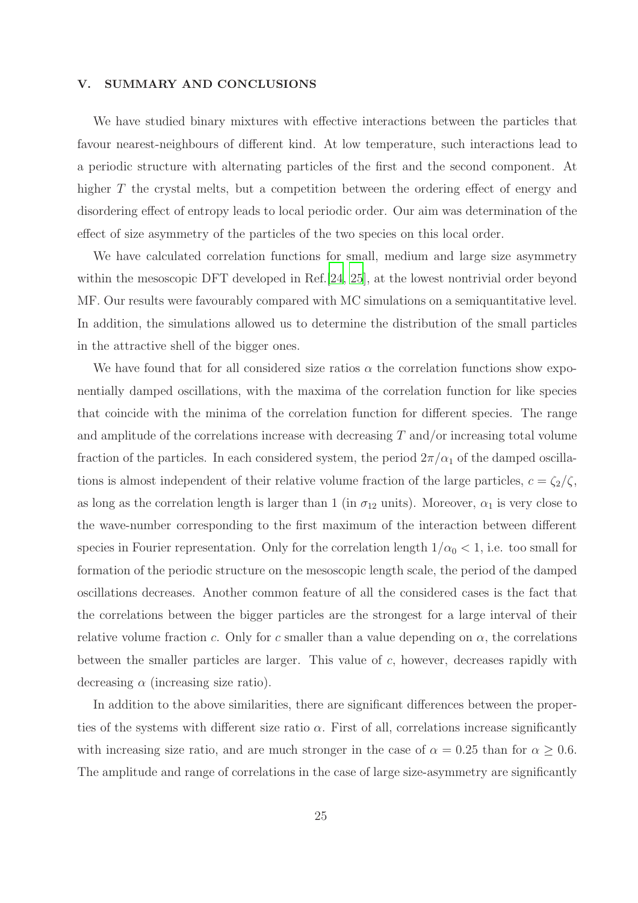## V. SUMMARY AND CONCLUSIONS

We have studied binary mixtures with effective interactions between the particles that favour nearest-neighbours of different kind. At low temperature, such interactions lead to a periodic structure with alternating particles of the first and the second component. At higher $T$ the crystal melts, but a competition between the ordering effect of energy and disordering effect of entropy leads to local periodic order. Our aim was determination of the effect of size asymmetry of the particles of the two species on this local order.

We have calculated correlation functions for small, medium and large size asymmetry within the mesoscopic DFT developed in Ref.[24, 25], at the lowest nontrivial order beyond MF. Our results were favourably compared with MC simulations on a semiquantitative level. In addition, the simulations allowed us to determine the distribution of the small particles in the attractive shell of the bigger ones.

We have found that for all considered size ratios $\alpha$ the correlation functions show exponentially damped oscillations, with the maxima of the correlation function for like species that coincide with the minima of the correlation function for different species. The range and amplitude of the correlations increase with decreasing $T$ and/or increasing total volume fraction of the particles. In each considered system, the period $2\pi/\alpha_1$ of the damped oscillations is almost independent of their relative volume fraction of the large particles, $c = \zeta_2/\zeta$, as long as the correlation length is larger than 1 (in $\sigma_{12}$ units). Moreover, $\alpha_1$ is very close to the wave-number corresponding to the first maximum of the interaction between different species in Fourier representation. Only for the correlation length $1/\alpha_0 < 1$, i.e. too small for formation of the periodic structure on the mesoscopic length scale, the period of the damped oscillations decreases. Another common feature of all the considered cases is the fact that the correlations between the bigger particles are the strongest for a large interval of their relative volume fraction $c$. Only for $c$ smaller than a value depending on $\alpha$, the correlations between the smaller particles are larger. This value of $c$, however, decreases rapidly with decreasing $\alpha$ (increasing size ratio).

In addition to the above similarities, there are significant differences between the properties of the systems with different size ratio $\alpha$. First of all, correlations increase significantly with increasing size ratio, and are much stronger in the case of $\alpha = 0.25$ than for $\alpha \geq 0.6$. The amplitude and range of correlations in the case of large size-asymmetry are significantly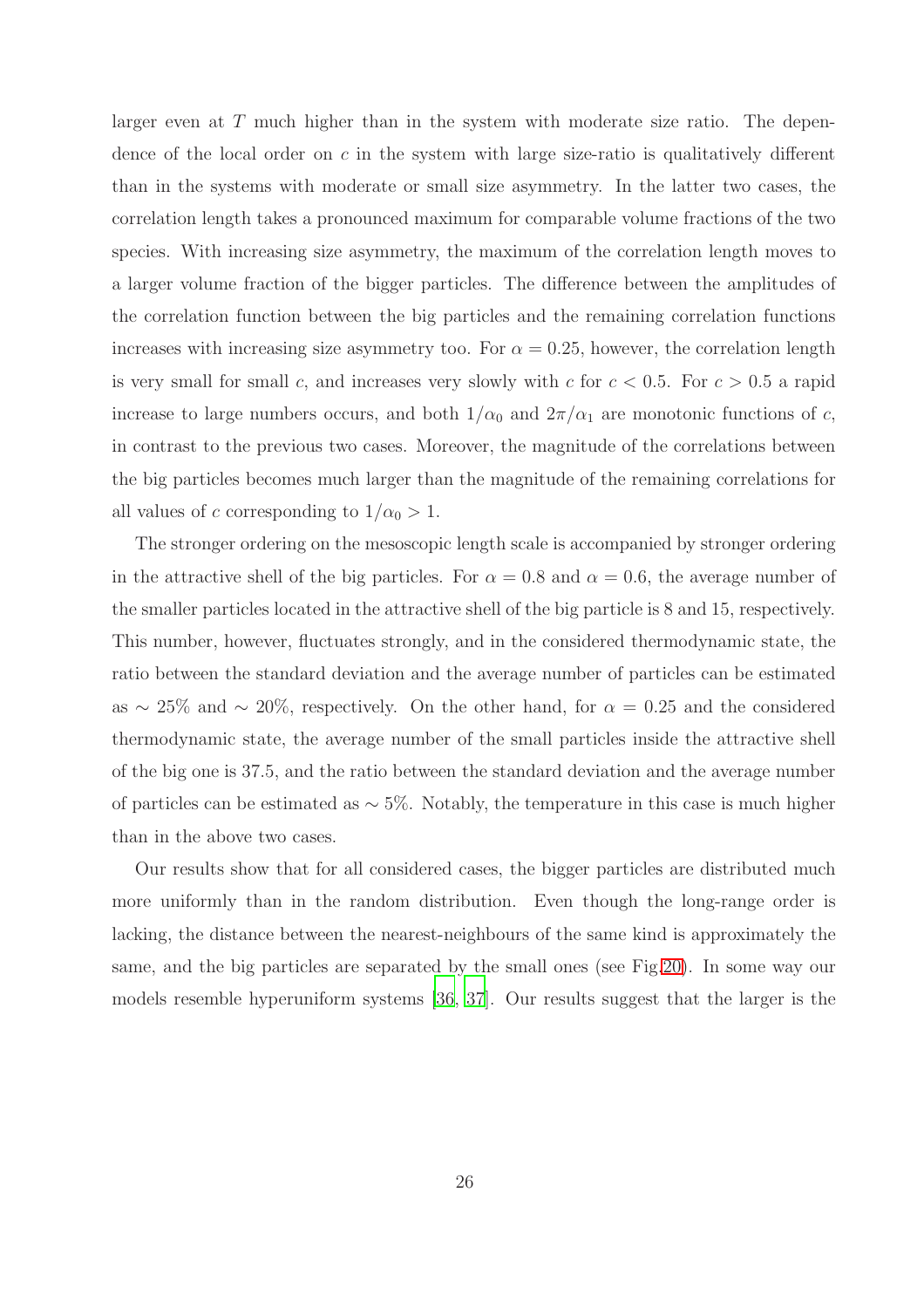larger even at $T$ much higher than in the system with moderate size ratio. The dependence of the local order on $c$ in the system with large size-ratio is qualitatively different than in the systems with moderate or small size asymmetry. In the latter two cases, the correlation length takes a pronounced maximum for comparable volume fractions of the two species. With increasing size asymmetry, the maximum of the correlation length moves to a larger volume fraction of the bigger particles. The difference between the amplitudes of the correlation function between the big particles and the remaining correlation functions increases with increasing size asymmetry too. For $\alpha = 0.25$, however, the correlation length is very small for small $c$, and increases very slowly with $c$ for $c < 0.5$. For $c > 0.5$ a rapid increase to large numbers occurs, and both $1/\alpha_0$ and $2\pi/\alpha_1$ are monotonic functions of $c$, in contrast to the previous two cases. Moreover, the magnitude of the correlations between the big particles becomes much larger than the magnitude of the remaining correlations for all values of $c$ corresponding to $1/\alpha_0 > 1$.

The stronger ordering on the mesoscopic length scale is accompanied by stronger ordering in the attractive shell of the big particles. For $\alpha = 0.8$ and $\alpha = 0.6$, the average number of the smaller particles located in the attractive shell of the big particle is 8 and 15, respectively. This number, however, fluctuates strongly, and in the considered thermodynamic state, the ratio between the standard deviation and the average number of particles can be estimated as $\sim 25\%$ and $\sim 20\%$, respectively. On the other hand, for $\alpha = 0.25$ and the considered thermodynamic state, the average number of the small particles inside the attractive shell of the big one is 37.5, and the ratio between the standard deviation and the average number of particles can be estimated as $\sim 5\%$. Notably, the temperature in this case is much higher than in the above two cases.

Our results show that for all considered cases, the bigger particles are distributed much more uniformly than in the random distribution. Even though the long-range order is lacking, the distance between the nearest-neighbours of the same kind is approximately the same, and the big particles are separated by the small ones (see Fig.20). In some way our models resemble hyperuniform systems [36, 37]. Our results suggest that the larger is the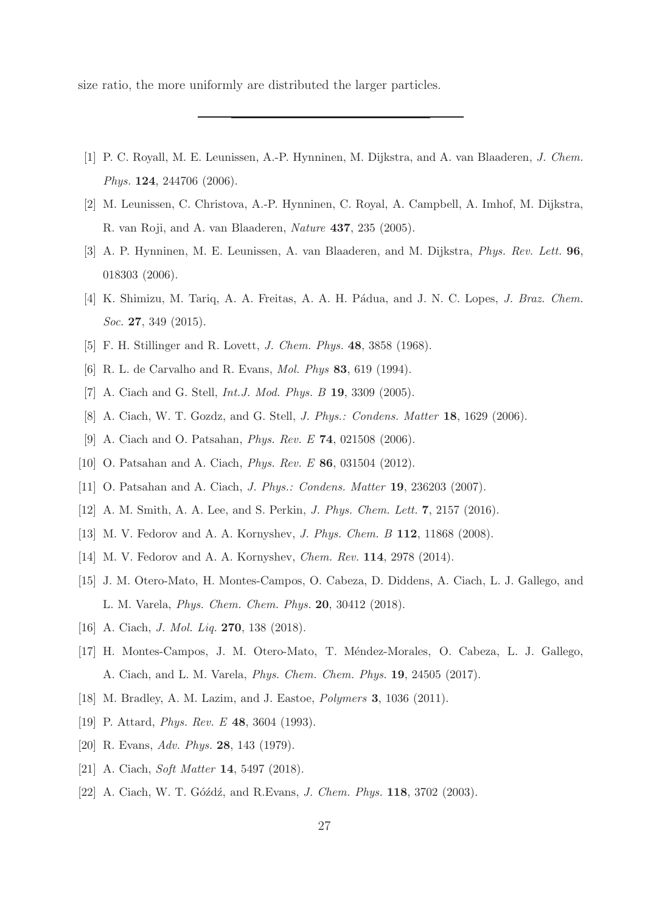size ratio, the more uniformly are distributed the larger particles.

---

[1] P. C. Royall, M. E. Leunissen, A.-P. Hynninen, M. Dijkstra, and A. van Blaaderen, *J. Chem. Phys.* **124**, 244706 (2006).

[2] M. Leunissen, C. Christova, A.-P. Hynninen, C. Royal, A. Campbell, A. Imhof, M. Dijkstra, R. van Roji, and A. van Blaaderen, *Nature* **437**, 235 (2005).

[3] A. P. Hynninen, M. E. Leunissen, A. van Blaaderen, and M. Dijkstra, *Phys. Rev. Lett.* **96**, 018303 (2006).

[4] K. Shimizu, M. Tariq, A. A. Freitas, A. A. H. Pádua, and J. N. C. Lopes, *J. Braz. Chem. Soc.* **27**, 349 (2015).

[5] F. H. Stillinger and R. Lovett, *J. Chem. Phys.* **48**, 3858 (1968).

[6] R. L. de Carvalho and R. Evans, *Mol. Phys* **83**, 619 (1994).

[7] A. Ciach and G. Stell, *Int.J. Mod. Phys. B* **19**, 3309 (2005).

[8] A. Ciach, W. T. Gozdz, and G. Stell, *J. Phys.: Condens. Matter* **18**, 1629 (2006).

[9] A. Ciach and O. Patsahan, *Phys. Rev. E* **74**, 021508 (2006).

[10] O. Patsahan and A. Ciach, *Phys. Rev. E* **86**, 031504 (2012).

[11] O. Patsahan and A. Ciach, *J. Phys.: Condens. Matter* **19**, 236203 (2007).

[12] A. M. Smith, A. A. Lee, and S. Perkin, *J. Phys. Chem. Lett.* **7**, 2157 (2016).

[13] M. V. Fedorov and A. A. Kornyshev, *J. Phys. Chem. B* **112**, 11868 (2008).

[14] M. V. Fedorov and A. A. Kornyshev, *Chem. Rev.* **114**, 2978 (2014).

[15] J. M. Otero-Mato, H. Montes-Campos, O. Cabeza, D. Diddens, A. Ciach, L. J. Gallego, and L. M. Varela, *Phys. Chem. Chem. Phys.* **20**, 30412 (2018).

[16] A. Ciach, *J. Mol. Liq.* **270**, 138 (2018).

[17] H. Montes-Campos, J. M. Otero-Mato, T. Méndez-Morales, O. Cabeza, L. J. Gallego, A. Ciach, and L. M. Varela, *Phys. Chem. Chem. Phys.* **19**, 24505 (2017).

[18] M. Bradley, A. M. Lazim, and J. Eastoe, *Polymers* **3**, 1036 (2011).

[19] P. Attard, *Phys. Rev. E* **48**, 3604 (1993).

[20] R. Evans, *Adv. Phys.* **28**, 143 (1979).

[21] A. Ciach, *Soft Matter* **14**, 5497 (2018).

[22] A. Ciach, W. T. Góźdź, and R.Evans, *J. Chem. Phys.* **118**, 3702 (2003).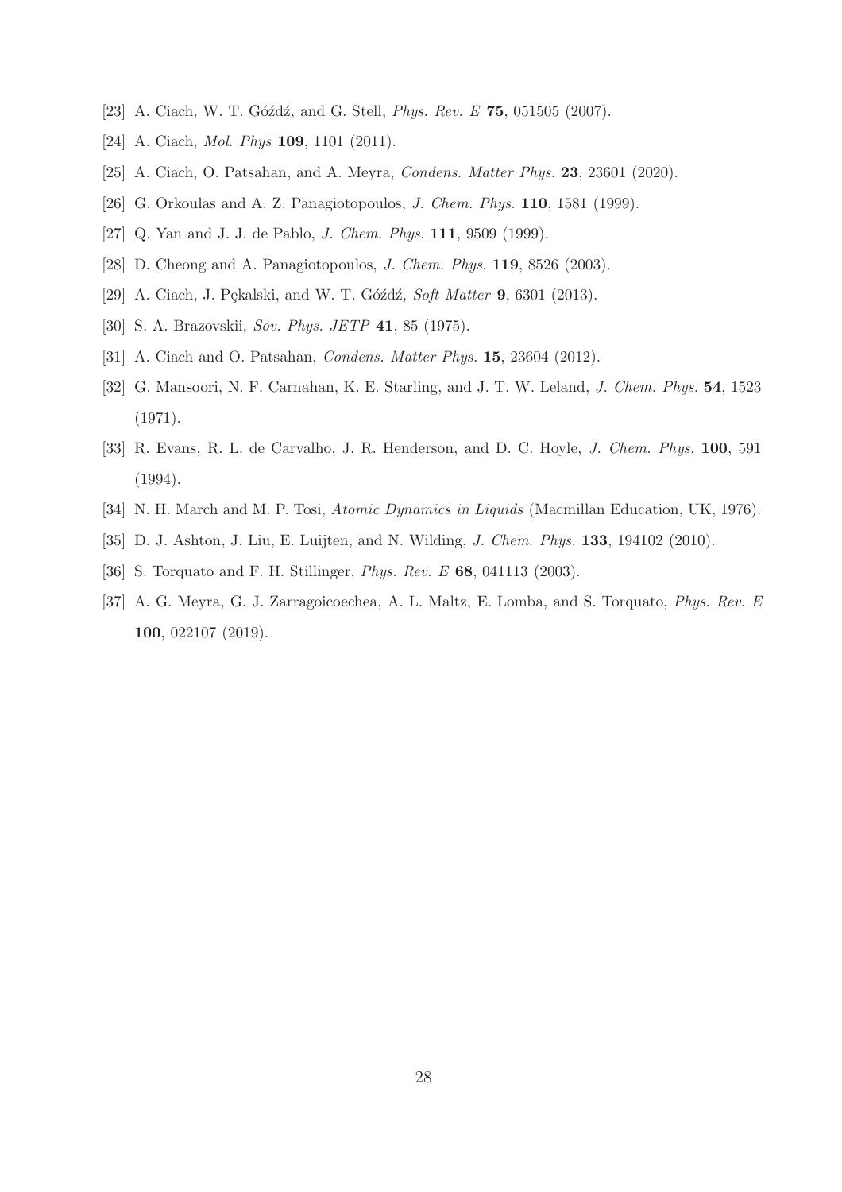[23] A. Ciach, W. T. Góźdź, and G. Stell, *Phys. Rev. E* **75**, 051505 (2007).

[24] A. Ciach, *Mol. Phys* **109**, 1101 (2011).

[25] A. Ciach, O. Patsahan, and A. Meyra, *Condens. Matter Phys.* **23**, 23601 (2020).

[26] G. Orkoulas and A. Z. Panagiotopoulos, *J. Chem. Phys.* **110**, 1581 (1999).

[27] Q. Yan and J. J. de Pablo, *J. Chem. Phys.* **111**, 9509 (1999).

[28] D. Cheong and A. Panagiotopoulos, *J. Chem. Phys.* **119**, 8526 (2003).

[29] A. Ciach, J. Pękalski, and W. T. Góźdź, *Soft Matter* **9**, 6301 (2013).

[30] S. A. Brazovskii, *Sov. Phys. JETP* **41**, 85 (1975).

[31] A. Ciach and O. Patsahan, *Condens. Matter Phys.* **15**, 23604 (2012).

[32] G. Mansoori, N. F. Carnahan, K. E. Starling, and J. T. W. Leland, *J. Chem. Phys.* **54**, 1523 (1971).

[33] R. Evans, R. L. de Carvalho, J. R. Henderson, and D. C. Hoyle, *J. Chem. Phys.* **100**, 591 (1994).

[34] N. H. March and M. P. Tosi, *Atomic Dynamics in Liquids* (Macmillan Education, UK, 1976).

[35] D. J. Ashton, J. Liu, E. Luijten, and N. Wilding, *J. Chem. Phys.* **133**, 194102 (2010).

[36] S. Torquato and F. H. Stillinger, *Phys. Rev. E* **68**, 041113 (2003).

[37] A. G. Meyra, G. J. Zarragoicoechea, A. L. Maltz, E. Lomba, and S. Torquato, *Phys. Rev. E* **100**, 022107 (2019).